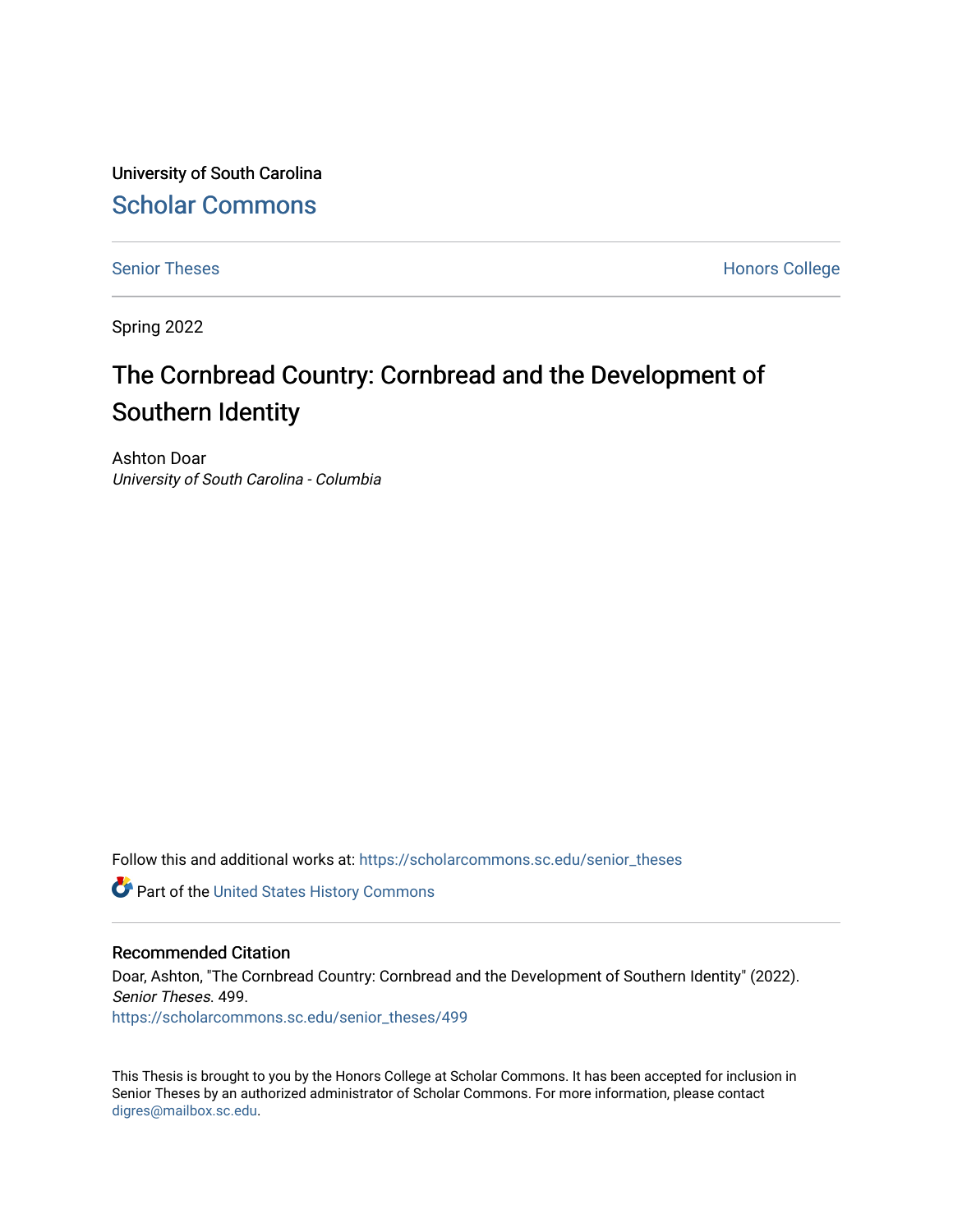University of South Carolina

Scholar Commons

Senior Theses | Honors College

Spring 2022

# The Cornbread Country: Cornbread and the Development of Southern Identity

Ashton Doar
*University of South Carolina - Columbia*

Follow this and additional works at: https://scholarcommons.sc.edu/senior_theses

Part of the United States History Commons

## Recommended Citation

Doar, Ashton, "The Cornbread Country: Cornbread and the Development of Southern Identity" (2022). *Senior Theses*. 499.
https://scholarcommons.sc.edu/senior_theses/499

This Thesis is brought to you by the Honors College at Scholar Commons. It has been accepted for inclusion in Senior Theses by an authorized administrator of Scholar Commons. For more information, please contact digres@mailbox.sc.edu.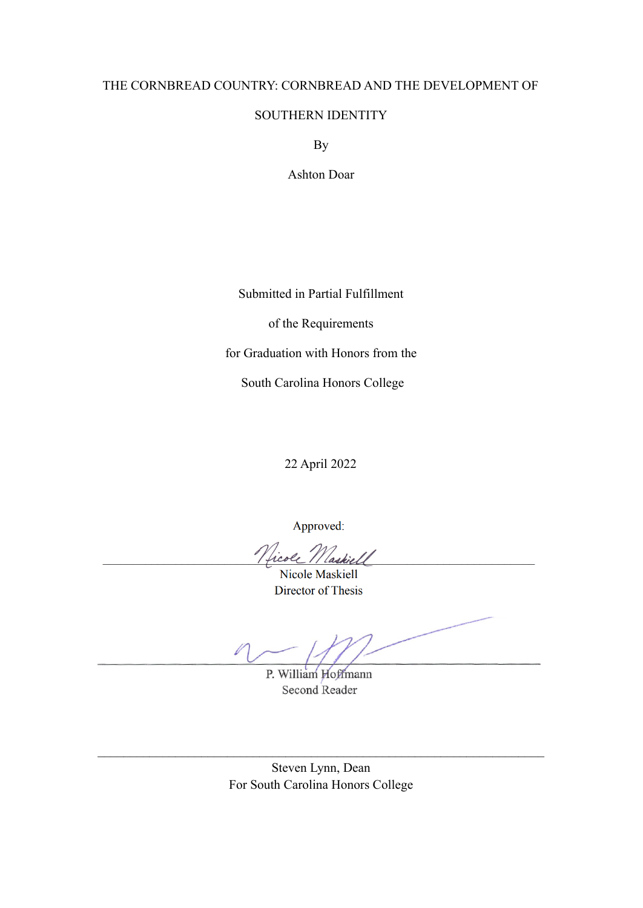THE CORNBREAD COUNTRY: CORNBREAD AND THE DEVELOPMENT OF SOUTHERN IDENTITY

By

Ashton Doar

Submitted in Partial Fulfillment

of the Requirements

for Graduation with Honors from the

South Carolina Honors College

22 April 2022

Approved:

Nicole Maskiell
Director of Thesis

P. William Hoffmann
Second Reader

Steven Lynn, Dean
For South Carolina Honors College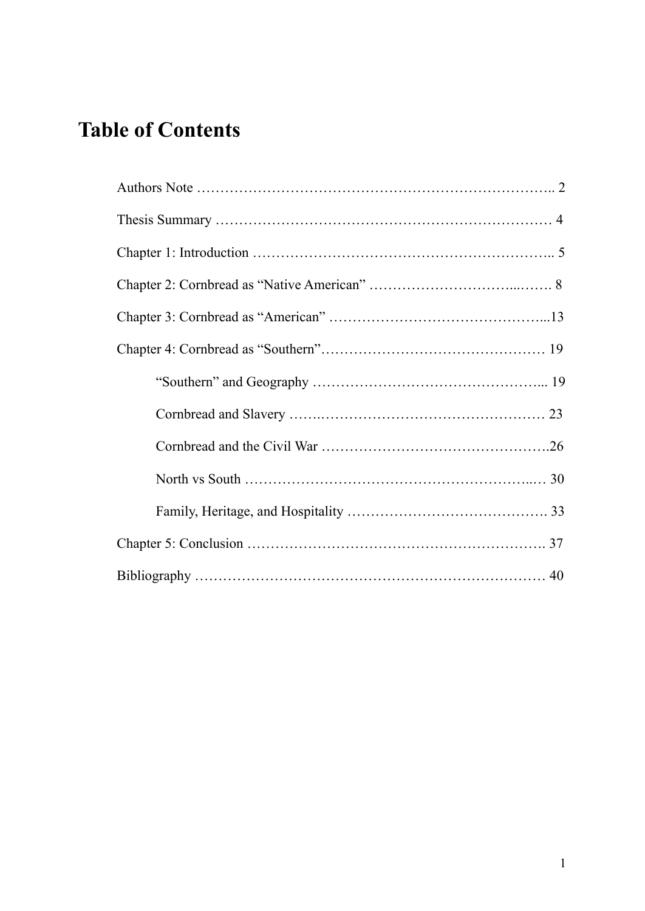# Table of Contents

Authors Note …………………………………………………………………….. 2

Thesis Summary ……………………………………………………………… 4

Chapter 1: Introduction ……………………………………………………….. 5

Chapter 2: Cornbread as "Native American" …………………………...……. 8

Chapter 3: Cornbread as "American" ………………………………………...13

Chapter 4: Cornbread as "Southern"………………………………………… 19

- "Southern" and Geography …………………………………………... 19
- Cornbread and Slavery …….………………………………………… 23
- Cornbread and the Civil War ………………………………………….26
- North vs South ……………………………………………………..… 30
- Family, Heritage, and Hospitality ……………………………………. 33

Chapter 5: Conclusion ………………………………………………………. 37

Bibliography ………………………………………………………………… 40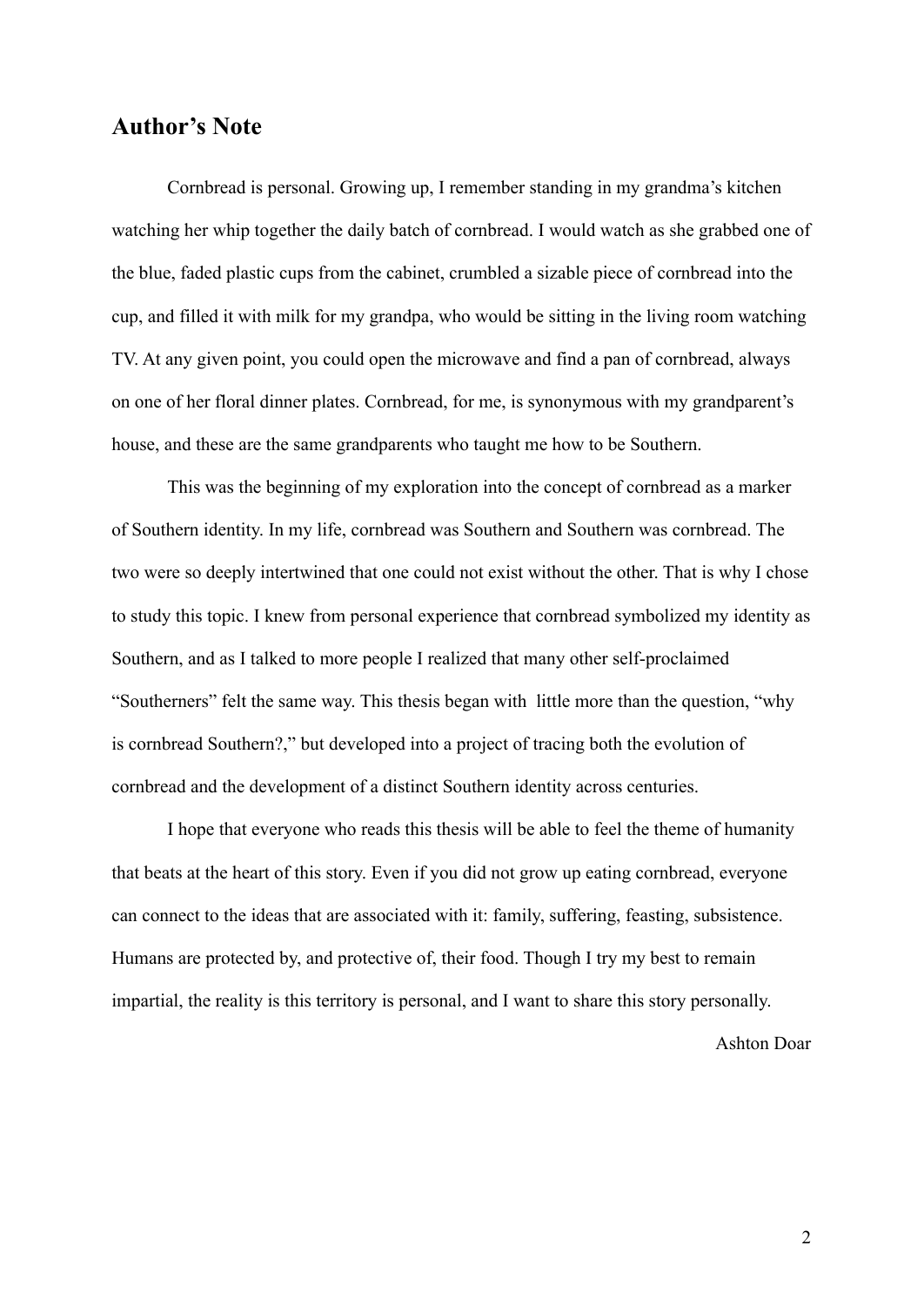## Author's Note

Cornbread is personal. Growing up, I remember standing in my grandma's kitchen watching her whip together the daily batch of cornbread. I would watch as she grabbed one of the blue, faded plastic cups from the cabinet, crumbled a sizable piece of cornbread into the cup, and filled it with milk for my grandpa, who would be sitting in the living room watching TV. At any given point, you could open the microwave and find a pan of cornbread, always on one of her floral dinner plates. Cornbread, for me, is synonymous with my grandparent's house, and these are the same grandparents who taught me how to be Southern.

This was the beginning of my exploration into the concept of cornbread as a marker of Southern identity. In my life, cornbread was Southern and Southern was cornbread. The two were so deeply intertwined that one could not exist without the other. That is why I chose to study this topic. I knew from personal experience that cornbread symbolized my identity as Southern, and as I talked to more people I realized that many other self-proclaimed "Southerners" felt the same way. This thesis began with little more than the question, "why is cornbread Southern?," but developed into a project of tracing both the evolution of cornbread and the development of a distinct Southern identity across centuries.

I hope that everyone who reads this thesis will be able to feel the theme of humanity that beats at the heart of this story. Even if you did not grow up eating cornbread, everyone can connect to the ideas that are associated with it: family, suffering, feasting, subsistence. Humans are protected by, and protective of, their food. Though I try my best to remain impartial, the reality is this territory is personal, and I want to share this story personally.

Ashton Doar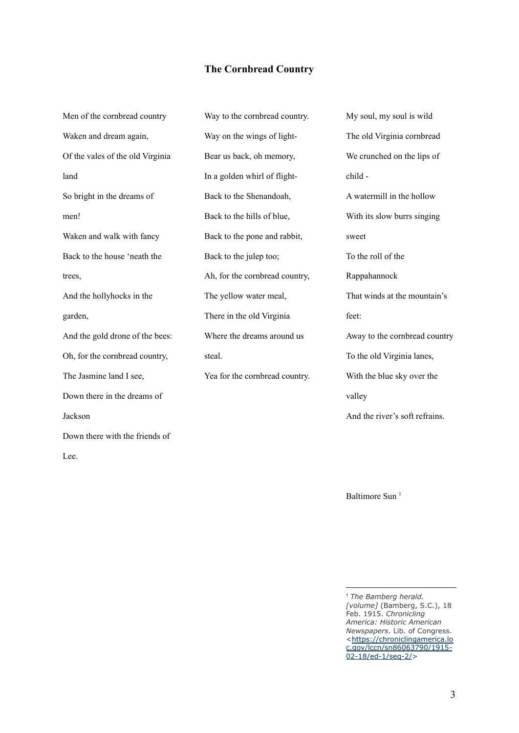## The Cornbread Country

Men of the cornbread country

Waken and dream again,

Of the vales of the old Virginia

land

So bright in the dreams of

men!

Waken and walk with fancy

Back to the house 'neath the

trees,

And the hollyhocks in the

garden,

And the gold drone of the bees:

Oh, for the cornbread country,

The Jasmine land I see,

Down there in the dreams of

Jackson

Down there with the friends of

Lee.

Way to the cornbread country.

Way on the wings of light-

Bear us back, oh memory,

In a golden whirl of flight-

Back to the Shenandoah,

Back to the hills of blue,

Back to the pone and rabbit,

Back to the julep too;

Ah, for the cornbread country,

The yellow water meal,

There in the old Virginia

Where the dreams around us

steal.

Yea for the cornbread country.

My soul, my soul is wild

The old Virginia cornbread

We crunched on the lips of

child -

A watermill in the hollow

With its slow burrs singing

sweet

To the roll of the

Rappahannock

That winds at the mountain's

feet:

Away to the cornbread country

To the old Virginia lanes,

With the blue sky over the

valley

And the river's soft refrains.

Baltimore Sun [1]

---

[1] *The Bamberg herald. [volume]* (Bamberg, S.C.), 18 Feb. 1915. *Chronicling America: Historic American Newspapers*. Lib. of Congress. <https://chroniclingamerica.loc.gov/lccn/sn86063790/1915-02-18/ed-1/seq-2/>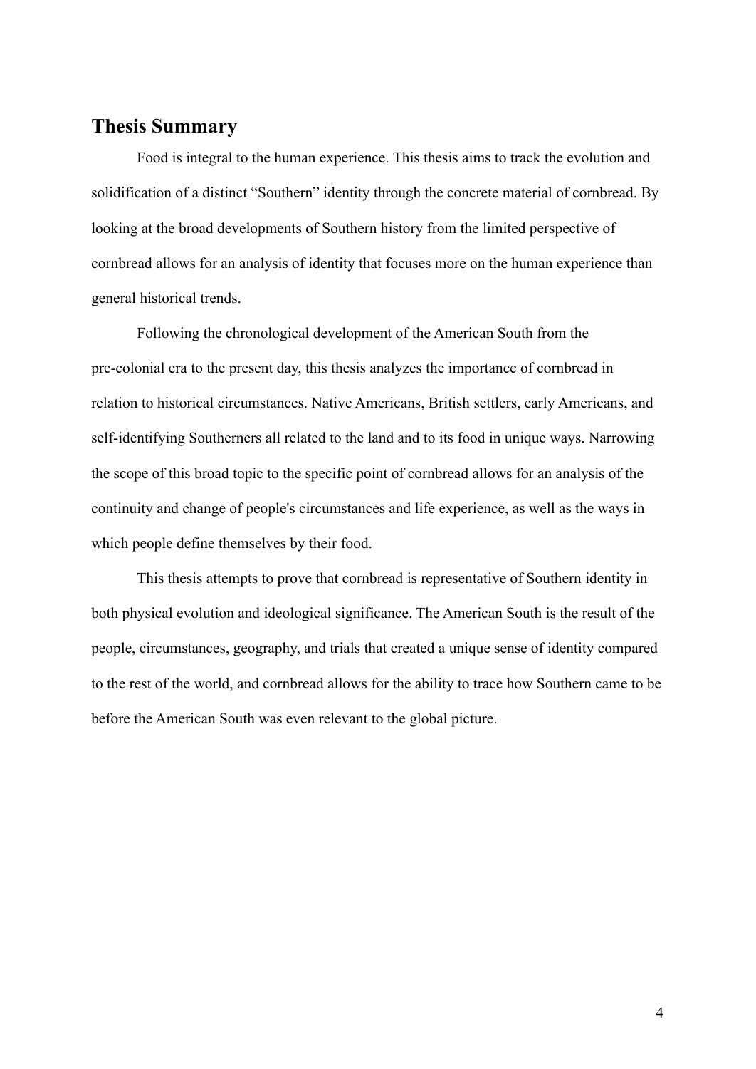## Thesis Summary

Food is integral to the human experience. This thesis aims to track the evolution and solidification of a distinct "Southern" identity through the concrete material of cornbread. By looking at the broad developments of Southern history from the limited perspective of cornbread allows for an analysis of identity that focuses more on the human experience than general historical trends.

Following the chronological development of the American South from the pre-colonial era to the present day, this thesis analyzes the importance of cornbread in relation to historical circumstances. Native Americans, British settlers, early Americans, and self-identifying Southerners all related to the land and to its food in unique ways. Narrowing the scope of this broad topic to the specific point of cornbread allows for an analysis of the continuity and change of people's circumstances and life experience, as well as the ways in which people define themselves by their food.

This thesis attempts to prove that cornbread is representative of Southern identity in both physical evolution and ideological significance. The American South is the result of the people, circumstances, geography, and trials that created a unique sense of identity compared to the rest of the world, and cornbread allows for the ability to trace how Southern came to be before the American South was even relevant to the global picture.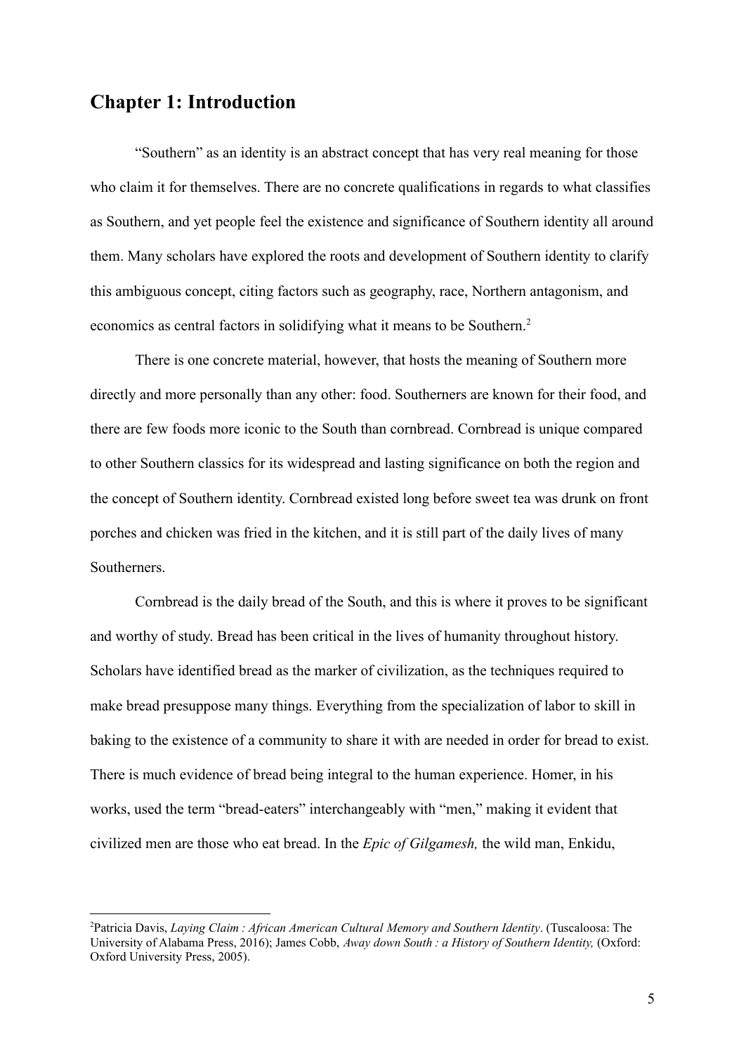# Chapter 1: Introduction

"Southern" as an identity is an abstract concept that has very real meaning for those who claim it for themselves. There are no concrete qualifications in regards to what classifies as Southern, and yet people feel the existence and significance of Southern identity all around them. Many scholars have explored the roots and development of Southern identity to clarify this ambiguous concept, citing factors such as geography, race, Northern antagonism, and economics as central factors in solidifying what it means to be Southern.[2]

There is one concrete material, however, that hosts the meaning of Southern more directly and more personally than any other: food. Southerners are known for their food, and there are few foods more iconic to the South than cornbread. Cornbread is unique compared to other Southern classics for its widespread and lasting significance on both the region and the concept of Southern identity. Cornbread existed long before sweet tea was drunk on front porches and chicken was fried in the kitchen, and it is still part of the daily lives of many Southerners.

Cornbread is the daily bread of the South, and this is where it proves to be significant and worthy of study. Bread has been critical in the lives of humanity throughout history. Scholars have identified bread as the marker of civilization, as the techniques required to make bread presuppose many things. Everything from the specialization of labor to skill in baking to the existence of a community to share it with are needed in order for bread to exist. There is much evidence of bread being integral to the human experience. Homer, in his works, used the term "bread-eaters" interchangeably with "men," making it evident that civilized men are those who eat bread. In the *Epic of Gilgamesh,* the wild man, Enkidu,

---

[2]Patricia Davis, *Laying Claim : African American Cultural Memory and Southern Identity*. (Tuscaloosa: The University of Alabama Press, 2016); James Cobb, *Away down South : a History of Southern Identity,* (Oxford: Oxford University Press, 2005).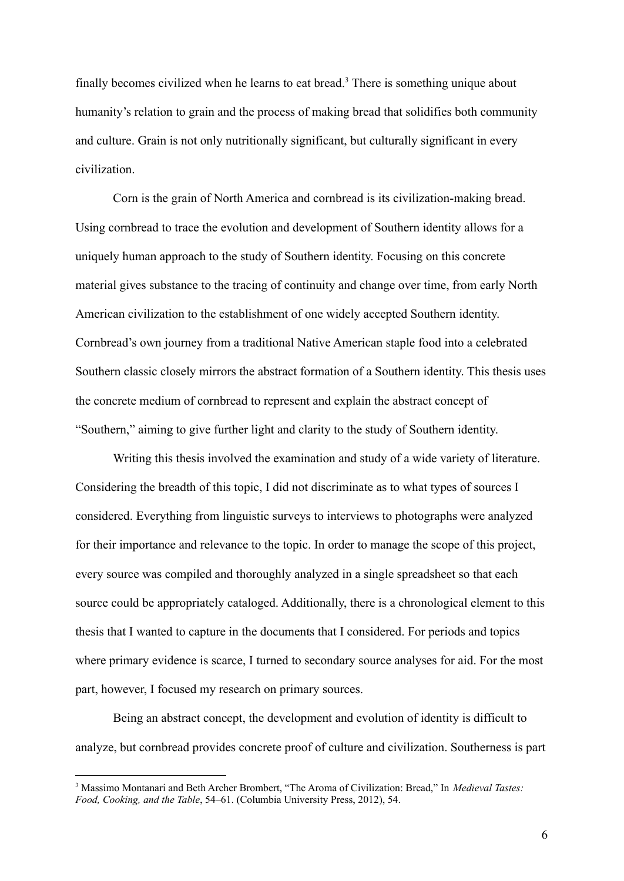finally becomes civilized when he learns to eat bread.[3] There is something unique about humanity's relation to grain and the process of making bread that solidifies both community and culture. Grain is not only nutritionally significant, but culturally significant in every civilization.

Corn is the grain of North America and cornbread is its civilization-making bread. Using cornbread to trace the evolution and development of Southern identity allows for a uniquely human approach to the study of Southern identity. Focusing on this concrete material gives substance to the tracing of continuity and change over time, from early North American civilization to the establishment of one widely accepted Southern identity. Cornbread's own journey from a traditional Native American staple food into a celebrated Southern classic closely mirrors the abstract formation of a Southern identity. This thesis uses the concrete medium of cornbread to represent and explain the abstract concept of "Southern," aiming to give further light and clarity to the study of Southern identity.

Writing this thesis involved the examination and study of a wide variety of literature. Considering the breadth of this topic, I did not discriminate as to what types of sources I considered. Everything from linguistic surveys to interviews to photographs were analyzed for their importance and relevance to the topic. In order to manage the scope of this project, every source was compiled and thoroughly analyzed in a single spreadsheet so that each source could be appropriately cataloged. Additionally, there is a chronological element to this thesis that I wanted to capture in the documents that I considered. For periods and topics where primary evidence is scarce, I turned to secondary source analyses for aid. For the most part, however, I focused my research on primary sources.

Being an abstract concept, the development and evolution of identity is difficult to analyze, but cornbread provides concrete proof of culture and civilization. Southerness is part

---

[3] Massimo Montanari and Beth Archer Brombert, "The Aroma of Civilization: Bread," In *Medieval Tastes: Food, Cooking, and the Table*, 54–61. (Columbia University Press, 2012), 54.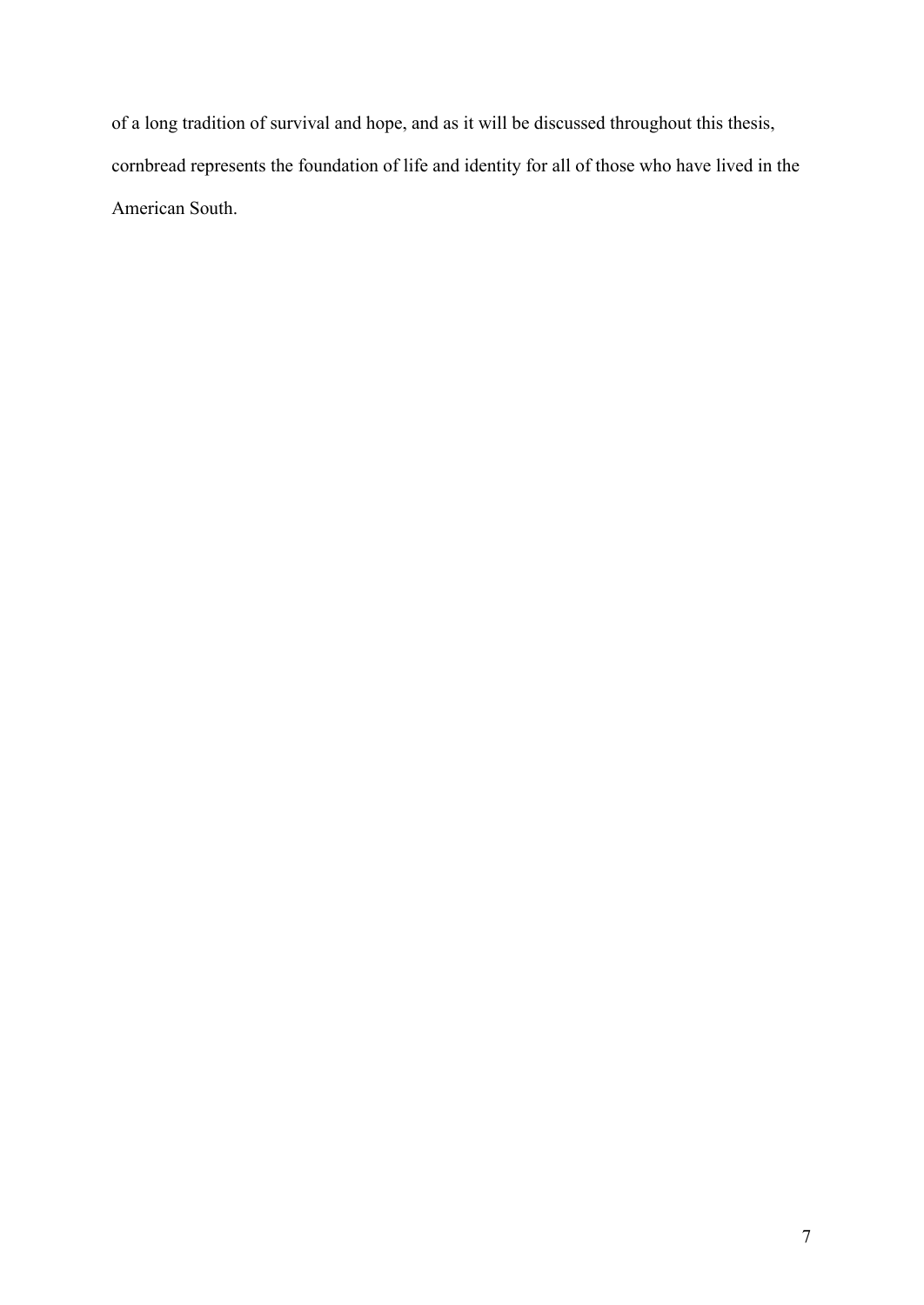of a long tradition of survival and hope, and as it will be discussed throughout this thesis, cornbread represents the foundation of life and identity for all of those who have lived in the American South.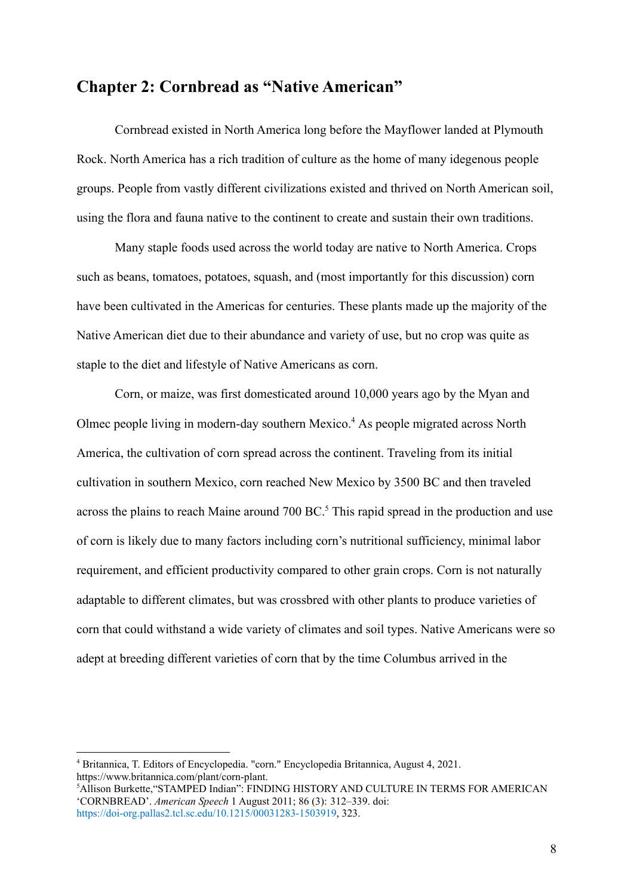## Chapter 2: Cornbread as "Native American"

Cornbread existed in North America long before the Mayflower landed at Plymouth Rock. North America has a rich tradition of culture as the home of many idegenous people groups. People from vastly different civilizations existed and thrived on North American soil, using the flora and fauna native to the continent to create and sustain their own traditions.

Many staple foods used across the world today are native to North America. Crops such as beans, tomatoes, potatoes, squash, and (most importantly for this discussion) corn have been cultivated in the Americas for centuries. These plants made up the majority of the Native American diet due to their abundance and variety of use, but no crop was quite as staple to the diet and lifestyle of Native Americans as corn.

Corn, or maize, was first domesticated around 10,000 years ago by the Myan and Olmec people living in modern-day southern Mexico.[4] As people migrated across North America, the cultivation of corn spread across the continent. Traveling from its initial cultivation in southern Mexico, corn reached New Mexico by 3500 BC and then traveled across the plains to reach Maine around 700 BC.[5] This rapid spread in the production and use of corn is likely due to many factors including corn's nutritional sufficiency, minimal labor requirement, and efficient productivity compared to other grain crops. Corn is not naturally adaptable to different climates, but was crossbred with other plants to produce varieties of corn that could withstand a wide variety of climates and soil types. Native Americans were so adept at breeding different varieties of corn that by the time Columbus arrived in the

---

[4] Britannica, T. Editors of Encyclopedia. "corn." Encyclopedia Britannica, August 4, 2021. https://www.britannica.com/plant/corn-plant.

[5] Allison Burkette,"STAMPED Indian": FINDING HISTORY AND CULTURE IN TERMS FOR AMERICAN 'CORNBREAD'. *American Speech* 1 August 2011; 86 (3): 312–339. doi: https://doi-org.pallas2.tcl.sc.edu/10.1215/00031283-1503919, 323.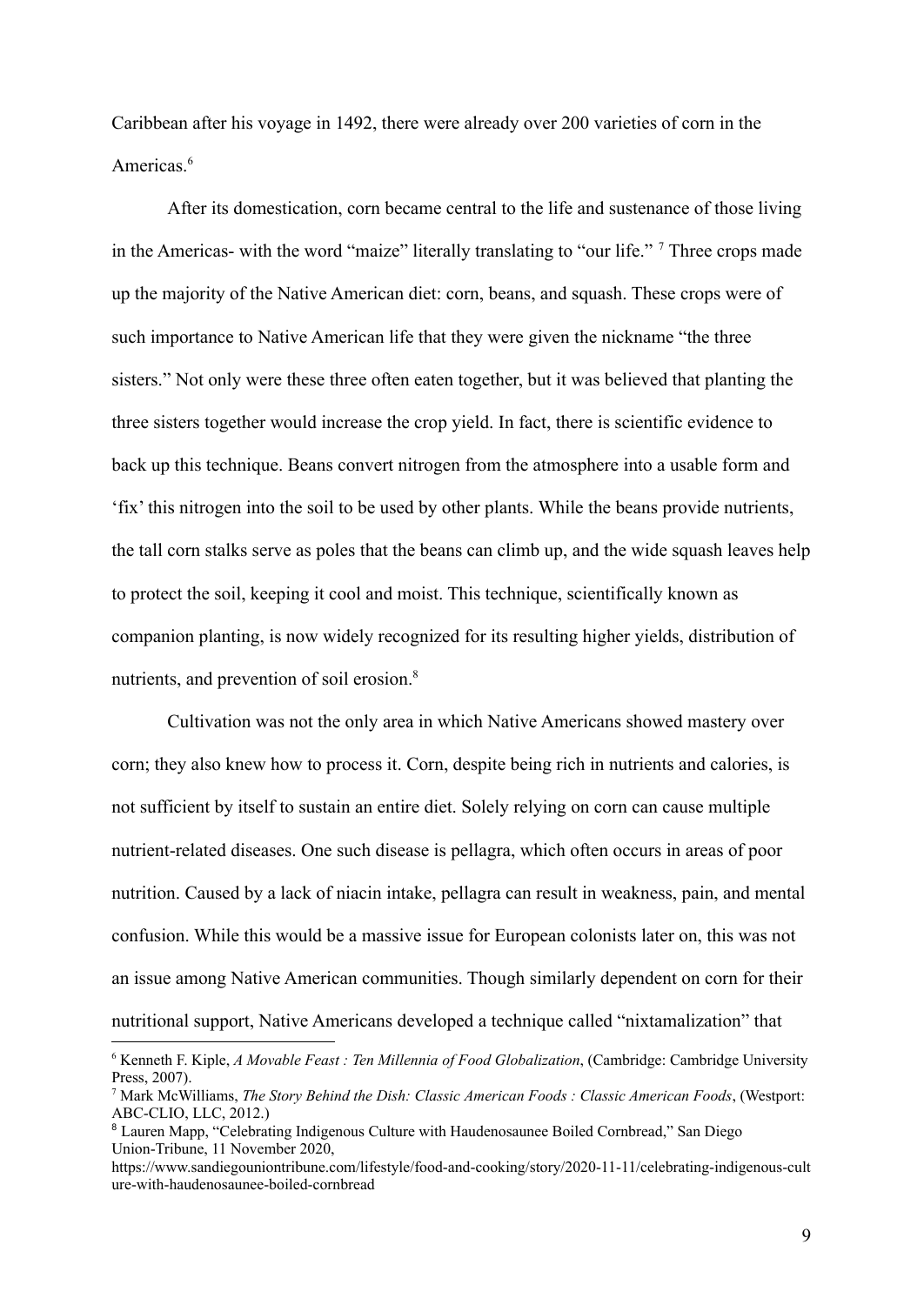Caribbean after his voyage in 1492, there were already over 200 varieties of corn in the Americas.[6]

After its domestication, corn became central to the life and sustenance of those living in the Americas- with the word "maize" literally translating to "our life." [7] Three crops made up the majority of the Native American diet: corn, beans, and squash. These crops were of such importance to Native American life that they were given the nickname "the three sisters." Not only were these three often eaten together, but it was believed that planting the three sisters together would increase the crop yield. In fact, there is scientific evidence to back up this technique. Beans convert nitrogen from the atmosphere into a usable form and 'fix' this nitrogen into the soil to be used by other plants. While the beans provide nutrients, the tall corn stalks serve as poles that the beans can climb up, and the wide squash leaves help to protect the soil, keeping it cool and moist. This technique, scientifically known as companion planting, is now widely recognized for its resulting higher yields, distribution of nutrients, and prevention of soil erosion.[8]

Cultivation was not the only area in which Native Americans showed mastery over corn; they also knew how to process it. Corn, despite being rich in nutrients and calories, is not sufficient by itself to sustain an entire diet. Solely relying on corn can cause multiple nutrient-related diseases. One such disease is pellagra, which often occurs in areas of poor nutrition. Caused by a lack of niacin intake, pellagra can result in weakness, pain, and mental confusion. While this would be a massive issue for European colonists later on, this was not an issue among Native American communities. Though similarly dependent on corn for their nutritional support, Native Americans developed a technique called "nixtamalization" that

---

[6] Kenneth F. Kiple, *A Movable Feast : Ten Millennia of Food Globalization*, (Cambridge: Cambridge University Press, 2007).

[7] Mark McWilliams, *The Story Behind the Dish: Classic American Foods : Classic American Foods*, (Westport: ABC-CLIO, LLC, 2012.)

[8] Lauren Mapp, "Celebrating Indigenous Culture with Haudenosaunee Boiled Cornbread," San Diego Union-Tribune, 11 November 2020, https://www.sandiegouniontribune.com/lifestyle/food-and-cooking/story/2020-11-11/celebrating-indigenous-culture-with-haudenosaunee-boiled-cornbread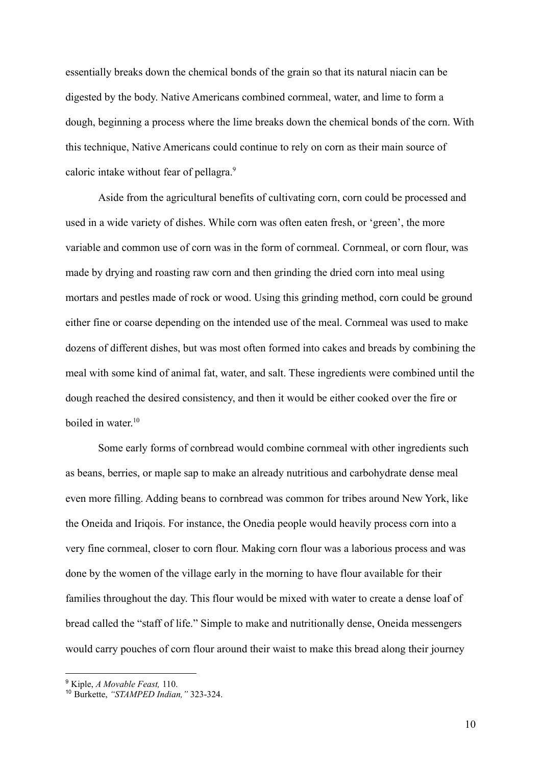essentially breaks down the chemical bonds of the grain so that its natural niacin can be digested by the body. Native Americans combined cornmeal, water, and lime to form a dough, beginning a process where the lime breaks down the chemical bonds of the corn. With this technique, Native Americans could continue to rely on corn as their main source of caloric intake without fear of pellagra.[9]

Aside from the agricultural benefits of cultivating corn, corn could be processed and used in a wide variety of dishes. While corn was often eaten fresh, or 'green', the more variable and common use of corn was in the form of cornmeal. Cornmeal, or corn flour, was made by drying and roasting raw corn and then grinding the dried corn into meal using mortars and pestles made of rock or wood. Using this grinding method, corn could be ground either fine or coarse depending on the intended use of the meal. Cornmeal was used to make dozens of different dishes, but was most often formed into cakes and breads by combining the meal with some kind of animal fat, water, and salt. These ingredients were combined until the dough reached the desired consistency, and then it would be either cooked over the fire or boiled in water.[10]

Some early forms of cornbread would combine cornmeal with other ingredients such as beans, berries, or maple sap to make an already nutritious and carbohydrate dense meal even more filling. Adding beans to cornbread was common for tribes around New York, like the Oneida and Iriqois. For instance, the Onedia people would heavily process corn into a very fine cornmeal, closer to corn flour. Making corn flour was a laborious process and was done by the women of the village early in the morning to have flour available for their families throughout the day. This flour would be mixed with water to create a dense loaf of bread called the "staff of life." Simple to make and nutritionally dense, Oneida messengers would carry pouches of corn flour around their waist to make this bread along their journey

---

[9] Kiple, *A Movable Feast,* 110.

[10] Burkette, *"STAMPED Indian,"* 323-324.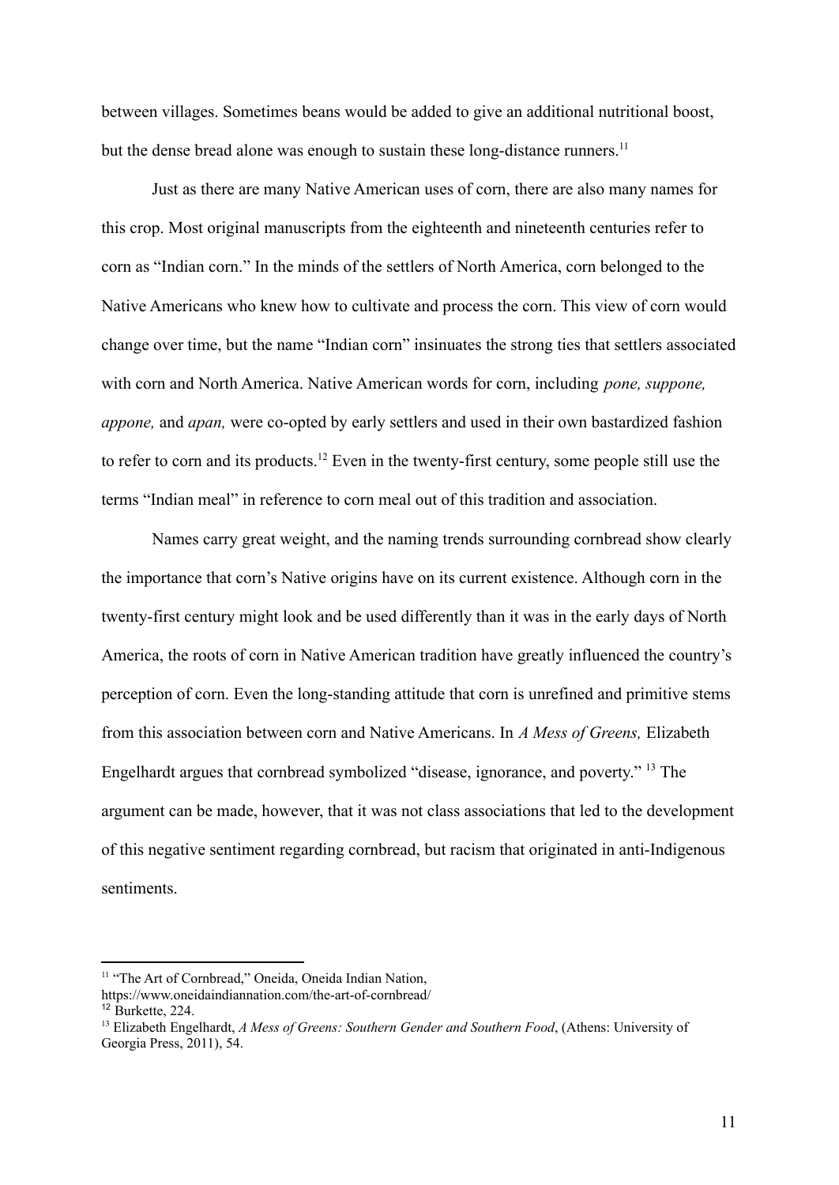between villages. Sometimes beans would be added to give an additional nutritional boost, but the dense bread alone was enough to sustain these long-distance runners.[11]

Just as there are many Native American uses of corn, there are also many names for this crop. Most original manuscripts from the eighteenth and nineteenth centuries refer to corn as "Indian corn." In the minds of the settlers of North America, corn belonged to the Native Americans who knew how to cultivate and process the corn. This view of corn would change over time, but the name "Indian corn" insinuates the strong ties that settlers associated with corn and North America. Native American words for corn, including *pone, suppone, appone,* and *apan,* were co-opted by early settlers and used in their own bastardized fashion to refer to corn and its products.[12] Even in the twenty-first century, some people still use the terms "Indian meal" in reference to corn meal out of this tradition and association.

Names carry great weight, and the naming trends surrounding cornbread show clearly the importance that corn's Native origins have on its current existence. Although corn in the twenty-first century might look and be used differently than it was in the early days of North America, the roots of corn in Native American tradition have greatly influenced the country's perception of corn. Even the long-standing attitude that corn is unrefined and primitive stems from this association between corn and Native Americans. In *A Mess of Greens,* Elizabeth Engelhardt argues that cornbread symbolized "disease, ignorance, and poverty." [13] The argument can be made, however, that it was not class associations that led to the development of this negative sentiment regarding cornbread, but racism that originated in anti-Indigenous sentiments.

---

[11] "The Art of Cornbread," Oneida, Oneida Indian Nation, https://www.oneidaindiannation.com/the-art-of-cornbread/

[12] Burkette, 224.

[13] Elizabeth Engelhardt, *A Mess of Greens: Southern Gender and Southern Food*, (Athens: University of Georgia Press, 2011), 54.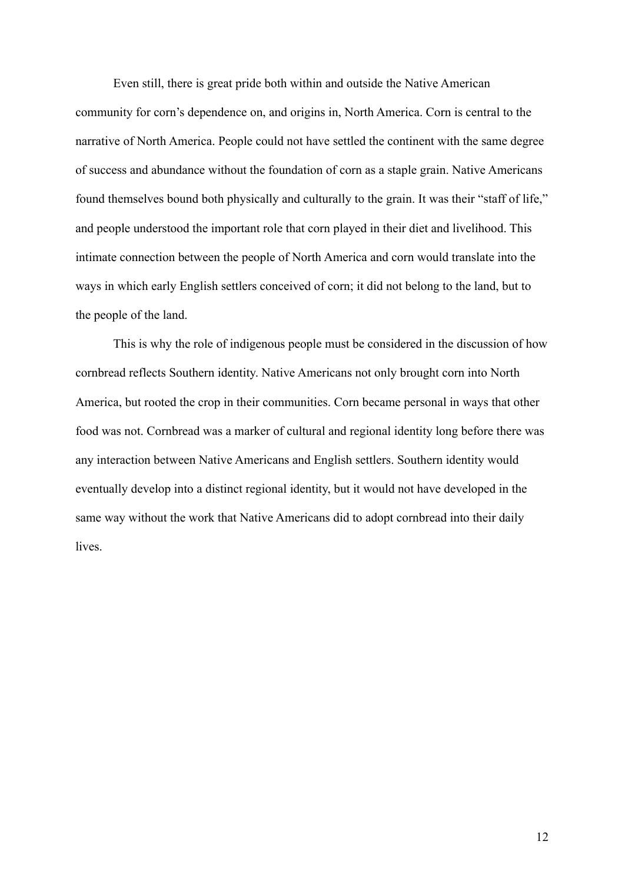Even still, there is great pride both within and outside the Native American community for corn's dependence on, and origins in, North America. Corn is central to the narrative of North America. People could not have settled the continent with the same degree of success and abundance without the foundation of corn as a staple grain. Native Americans found themselves bound both physically and culturally to the grain. It was their "staff of life," and people understood the important role that corn played in their diet and livelihood. This intimate connection between the people of North America and corn would translate into the ways in which early English settlers conceived of corn; it did not belong to the land, but to the people of the land.

This is why the role of indigenous people must be considered in the discussion of how cornbread reflects Southern identity. Native Americans not only brought corn into North America, but rooted the crop in their communities. Corn became personal in ways that other food was not. Cornbread was a marker of cultural and regional identity long before there was any interaction between Native Americans and English settlers. Southern identity would eventually develop into a distinct regional identity, but it would not have developed in the same way without the work that Native Americans did to adopt cornbread into their daily lives.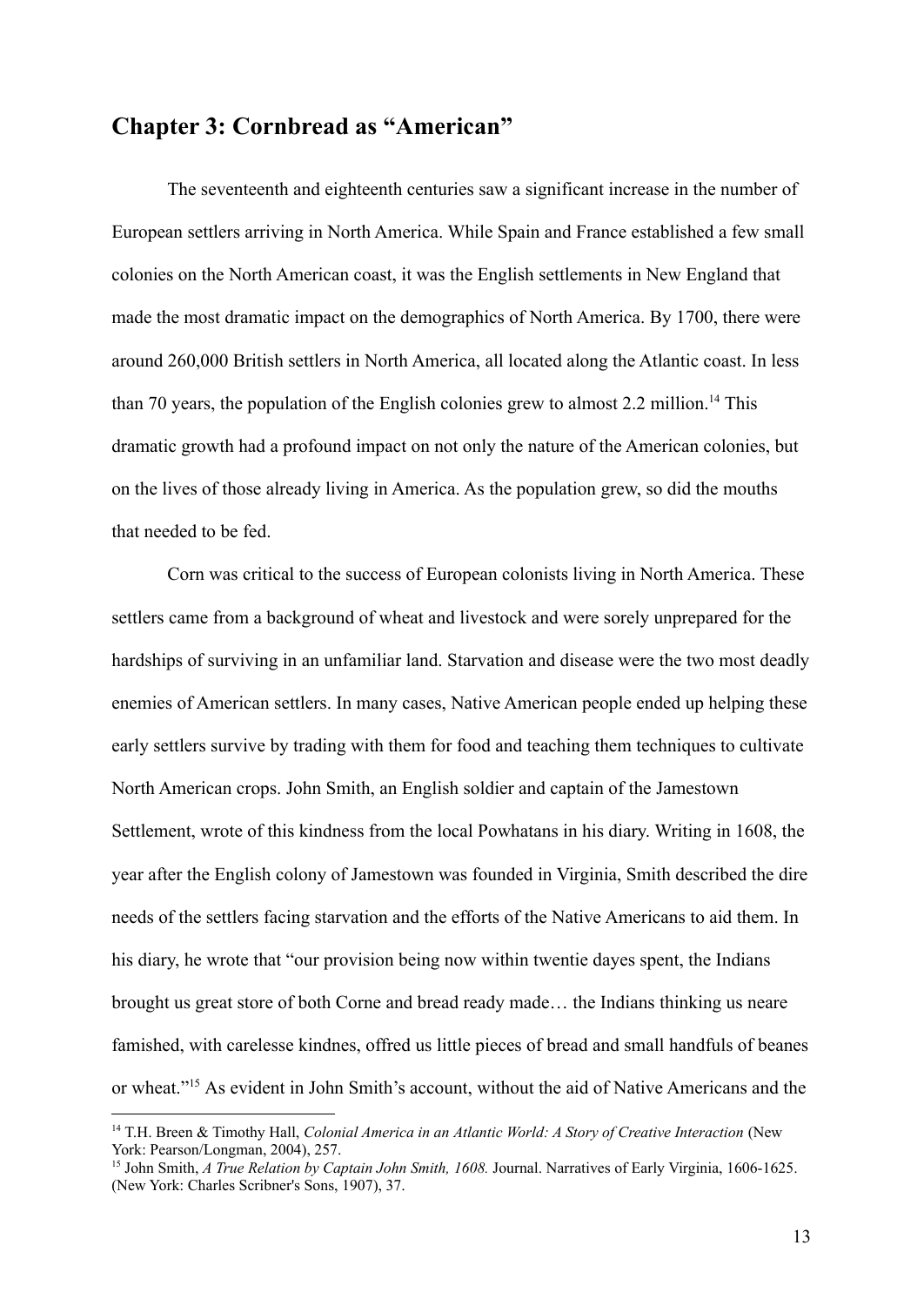## Chapter 3: Cornbread as "American"

The seventeenth and eighteenth centuries saw a significant increase in the number of European settlers arriving in North America. While Spain and France established a few small colonies on the North American coast, it was the English settlements in New England that made the most dramatic impact on the demographics of North America. By 1700, there were around 260,000 British settlers in North America, all located along the Atlantic coast. In less than 70 years, the population of the English colonies grew to almost 2.2 million.[14] This dramatic growth had a profound impact on not only the nature of the American colonies, but on the lives of those already living in America. As the population grew, so did the mouths that needed to be fed.

Corn was critical to the success of European colonists living in North America. These settlers came from a background of wheat and livestock and were sorely unprepared for the hardships of surviving in an unfamiliar land. Starvation and disease were the two most deadly enemies of American settlers. In many cases, Native American people ended up helping these early settlers survive by trading with them for food and teaching them techniques to cultivate North American crops. John Smith, an English soldier and captain of the Jamestown Settlement, wrote of this kindness from the local Powhatans in his diary. Writing in 1608, the year after the English colony of Jamestown was founded in Virginia, Smith described the dire needs of the settlers facing starvation and the efforts of the Native Americans to aid them. In his diary, he wrote that "our provision being now within twentie dayes spent, the Indians brought us great store of both Corne and bread ready made… the Indians thinking us neare famished, with carelesse kindnes, offred us little pieces of bread and small handfuls of beanes or wheat."[15] As evident in John Smith's account, without the aid of Native Americans and the

[14] T.H. Breen & Timothy Hall, *Colonial America in an Atlantic World: A Story of Creative Interaction* (New York: Pearson/Longman, 2004), 257.

[15] John Smith, *A True Relation by Captain John Smith, 1608.* Journal. Narratives of Early Virginia, 1606-1625. (New York: Charles Scribner's Sons, 1907), 37.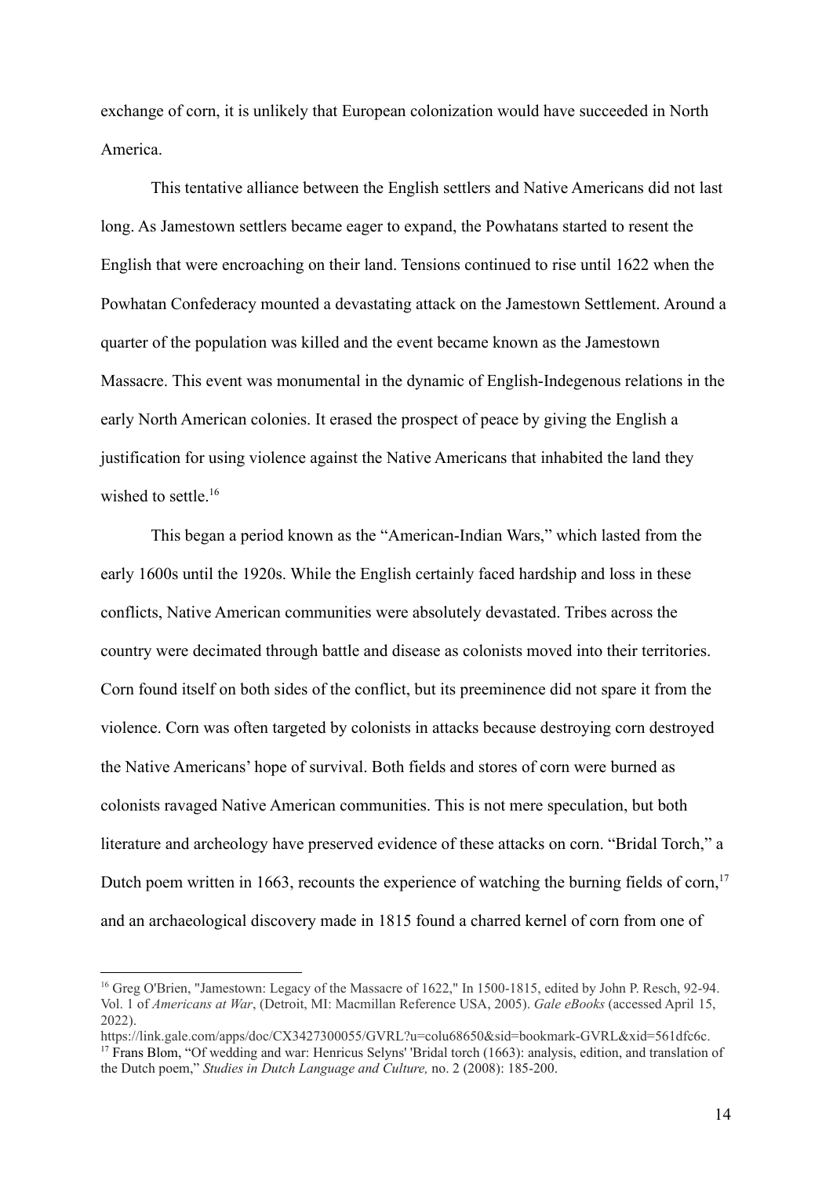exchange of corn, it is unlikely that European colonization would have succeeded in North America.

This tentative alliance between the English settlers and Native Americans did not last long. As Jamestown settlers became eager to expand, the Powhatans started to resent the English that were encroaching on their land. Tensions continued to rise until 1622 when the Powhatan Confederacy mounted a devastating attack on the Jamestown Settlement. Around a quarter of the population was killed and the event became known as the Jamestown Massacre. This event was monumental in the dynamic of English-Indegenous relations in the early North American colonies. It erased the prospect of peace by giving the English a justification for using violence against the Native Americans that inhabited the land they wished to settle.[16]

This began a period known as the "American-Indian Wars," which lasted from the early 1600s until the 1920s. While the English certainly faced hardship and loss in these conflicts, Native American communities were absolutely devastated. Tribes across the country were decimated through battle and disease as colonists moved into their territories. Corn found itself on both sides of the conflict, but its preeminence did not spare it from the violence. Corn was often targeted by colonists in attacks because destroying corn destroyed the Native Americans' hope of survival. Both fields and stores of corn were burned as colonists ravaged Native American communities. This is not mere speculation, but both literature and archeology have preserved evidence of these attacks on corn. "Bridal Torch," a Dutch poem written in 1663, recounts the experience of watching the burning fields of corn,[17] and an archaeological discovery made in 1815 found a charred kernel of corn from one of

---

[16] Greg O'Brien, "Jamestown: Legacy of the Massacre of 1622," In 1500-1815, edited by John P. Resch, 92-94. Vol. 1 of *Americans at War*, (Detroit, MI: Macmillan Reference USA, 2005). *Gale eBooks* (accessed April 15, 2022). https://link.gale.com/apps/doc/CX3427300055/GVRL?u=colu68650&sid=bookmark-GVRL&xid=561dfc6c.

[17] Frans Blom, "Of wedding and war: Henricus Selyns' 'Bridal torch (1663): analysis, edition, and translation of the Dutch poem," *Studies in Dutch Language and Culture,* no. 2 (2008): 185-200.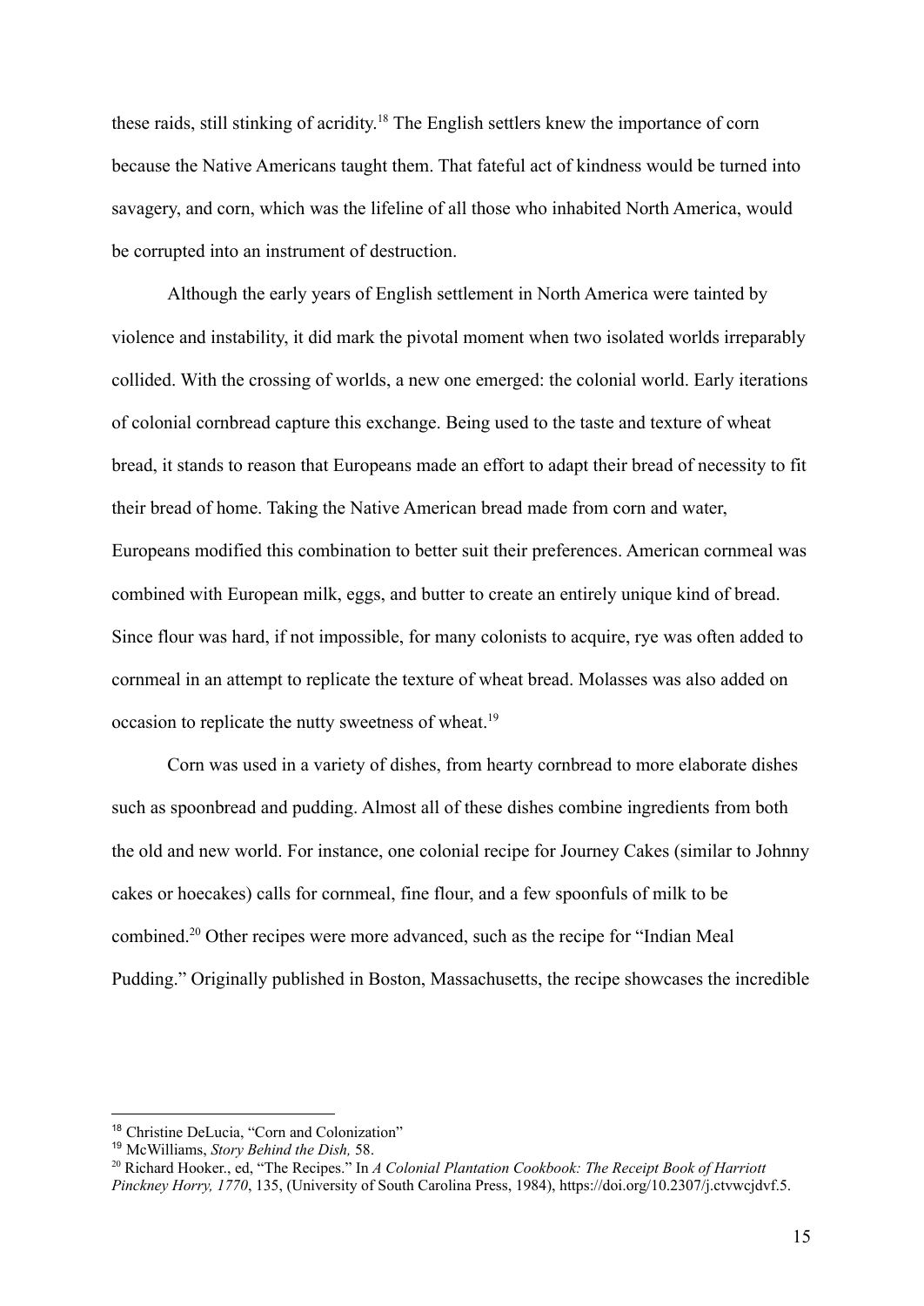these raids, still stinking of acridity.[18] The English settlers knew the importance of corn because the Native Americans taught them. That fateful act of kindness would be turned into savagery, and corn, which was the lifeline of all those who inhabited North America, would be corrupted into an instrument of destruction.

Although the early years of English settlement in North America were tainted by violence and instability, it did mark the pivotal moment when two isolated worlds irreparably collided. With the crossing of worlds, a new one emerged: the colonial world. Early iterations of colonial cornbread capture this exchange. Being used to the taste and texture of wheat bread, it stands to reason that Europeans made an effort to adapt their bread of necessity to fit their bread of home. Taking the Native American bread made from corn and water, Europeans modified this combination to better suit their preferences. American cornmeal was combined with European milk, eggs, and butter to create an entirely unique kind of bread. Since flour was hard, if not impossible, for many colonists to acquire, rye was often added to cornmeal in an attempt to replicate the texture of wheat bread. Molasses was also added on occasion to replicate the nutty sweetness of wheat.[19]

Corn was used in a variety of dishes, from hearty cornbread to more elaborate dishes such as spoonbread and pudding. Almost all of these dishes combine ingredients from both the old and new world. For instance, one colonial recipe for Journey Cakes (similar to Johnny cakes or hoecakes) calls for cornmeal, fine flour, and a few spoonfuls of milk to be combined.[20] Other recipes were more advanced, such as the recipe for "Indian Meal Pudding." Originally published in Boston, Massachusetts, the recipe showcases the incredible

---

[18] Christine DeLucia, "Corn and Colonization"

[19] McWilliams, *Story Behind the Dish,* 58.

[20] Richard Hooker., ed, "The Recipes." In *A Colonial Plantation Cookbook: The Receipt Book of Harriott Pinckney Horry, 1770*, 135, (University of South Carolina Press, 1984), https://doi.org/10.2307/j.ctvwcjdvf.5.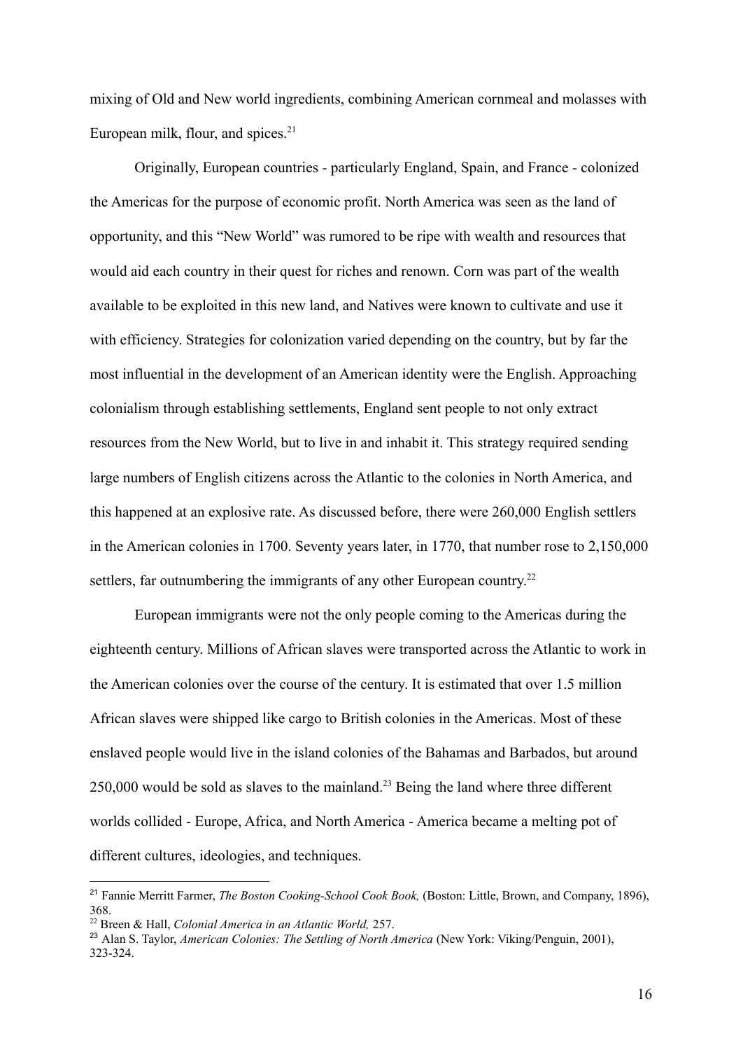mixing of Old and New world ingredients, combining American cornmeal and molasses with European milk, flour, and spices.[21]

Originally, European countries - particularly England, Spain, and France - colonized the Americas for the purpose of economic profit. North America was seen as the land of opportunity, and this "New World" was rumored to be ripe with wealth and resources that would aid each country in their quest for riches and renown. Corn was part of the wealth available to be exploited in this new land, and Natives were known to cultivate and use it with efficiency. Strategies for colonization varied depending on the country, but by far the most influential in the development of an American identity were the English. Approaching colonialism through establishing settlements, England sent people to not only extract resources from the New World, but to live in and inhabit it. This strategy required sending large numbers of English citizens across the Atlantic to the colonies in North America, and this happened at an explosive rate. As discussed before, there were 260,000 English settlers in the American colonies in 1700. Seventy years later, in 1770, that number rose to 2,150,000 settlers, far outnumbering the immigrants of any other European country.[22]

European immigrants were not the only people coming to the Americas during the eighteenth century. Millions of African slaves were transported across the Atlantic to work in the American colonies over the course of the century. It is estimated that over 1.5 million African slaves were shipped like cargo to British colonies in the Americas. Most of these enslaved people would live in the island colonies of the Bahamas and Barbados, but around 250,000 would be sold as slaves to the mainland.[23] Being the land where three different worlds collided - Europe, Africa, and North America - America became a melting pot of different cultures, ideologies, and techniques.

---

[21] Fannie Merritt Farmer, *The Boston Cooking-School Cook Book,* (Boston: Little, Brown, and Company, 1896), 368.

[22] Breen & Hall, *Colonial America in an Atlantic World,* 257.

[23] Alan S. Taylor, *American Colonies: The Settling of North America* (New York: Viking/Penguin, 2001), 323-324.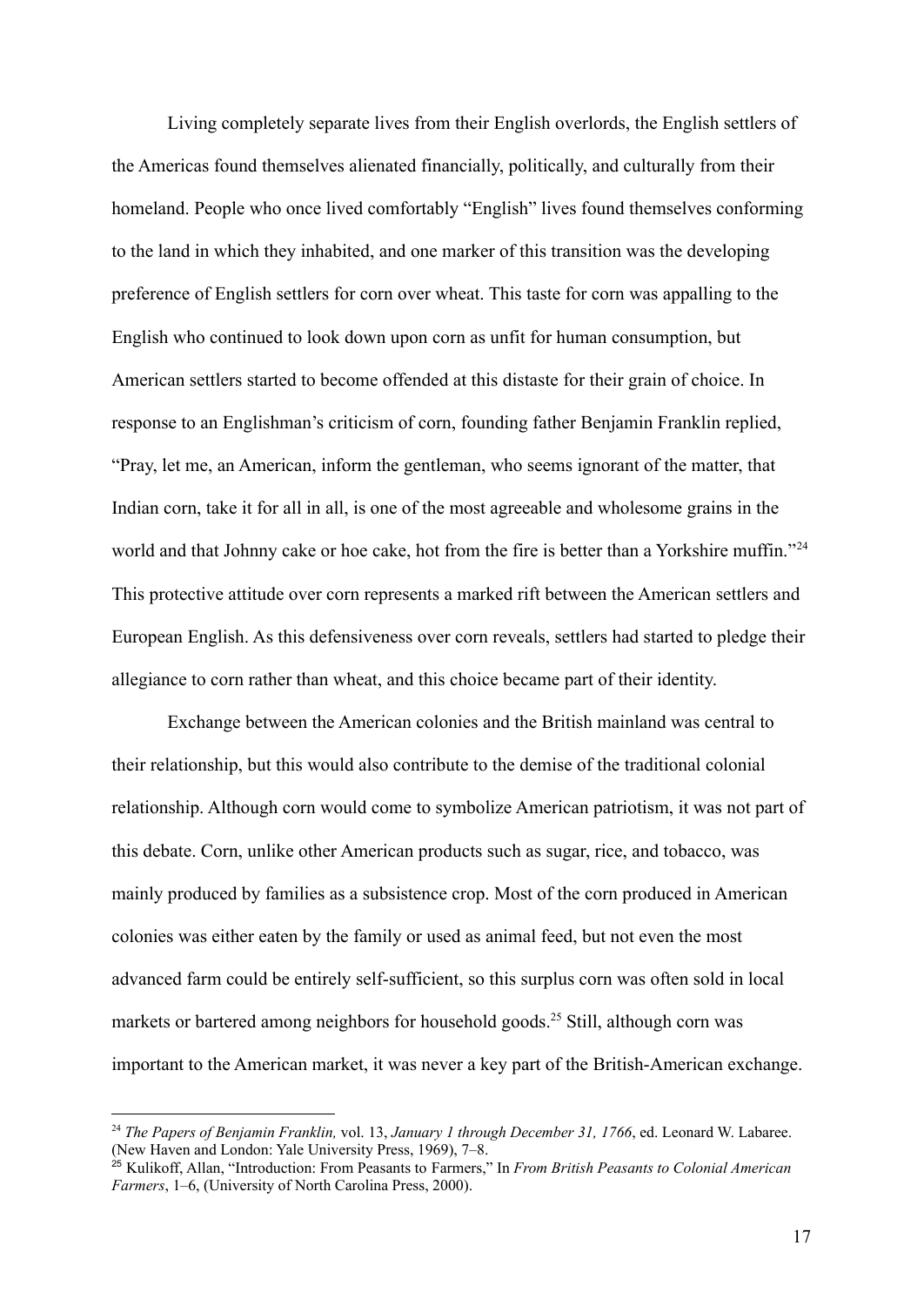Living completely separate lives from their English overlords, the English settlers of the Americas found themselves alienated financially, politically, and culturally from their homeland. People who once lived comfortably "English" lives found themselves conforming to the land in which they inhabited, and one marker of this transition was the developing preference of English settlers for corn over wheat. This taste for corn was appalling to the English who continued to look down upon corn as unfit for human consumption, but American settlers started to become offended at this distaste for their grain of choice. In response to an Englishman's criticism of corn, founding father Benjamin Franklin replied, "Pray, let me, an American, inform the gentleman, who seems ignorant of the matter, that Indian corn, take it for all in all, is one of the most agreeable and wholesome grains in the world and that Johnny cake or hoe cake, hot from the fire is better than a Yorkshire muffin."[24] This protective attitude over corn represents a marked rift between the American settlers and European English. As this defensiveness over corn reveals, settlers had started to pledge their allegiance to corn rather than wheat, and this choice became part of their identity.

Exchange between the American colonies and the British mainland was central to their relationship, but this would also contribute to the demise of the traditional colonial relationship. Although corn would come to symbolize American patriotism, it was not part of this debate. Corn, unlike other American products such as sugar, rice, and tobacco, was mainly produced by families as a subsistence crop. Most of the corn produced in American colonies was either eaten by the family or used as animal feed, but not even the most advanced farm could be entirely self-sufficient, so this surplus corn was often sold in local markets or bartered among neighbors for household goods.[25] Still, although corn was important to the American market, it was never a key part of the British-American exchange.

---

[24] *The Papers of Benjamin Franklin,* vol. 13, *January 1 through December 31, 1766*, ed. Leonard W. Labaree. (New Haven and London: Yale University Press, 1969), 7–8.

[25] Kulikoff, Allan, "Introduction: From Peasants to Farmers," In *From British Peasants to Colonial American Farmers*, 1–6, (University of North Carolina Press, 2000).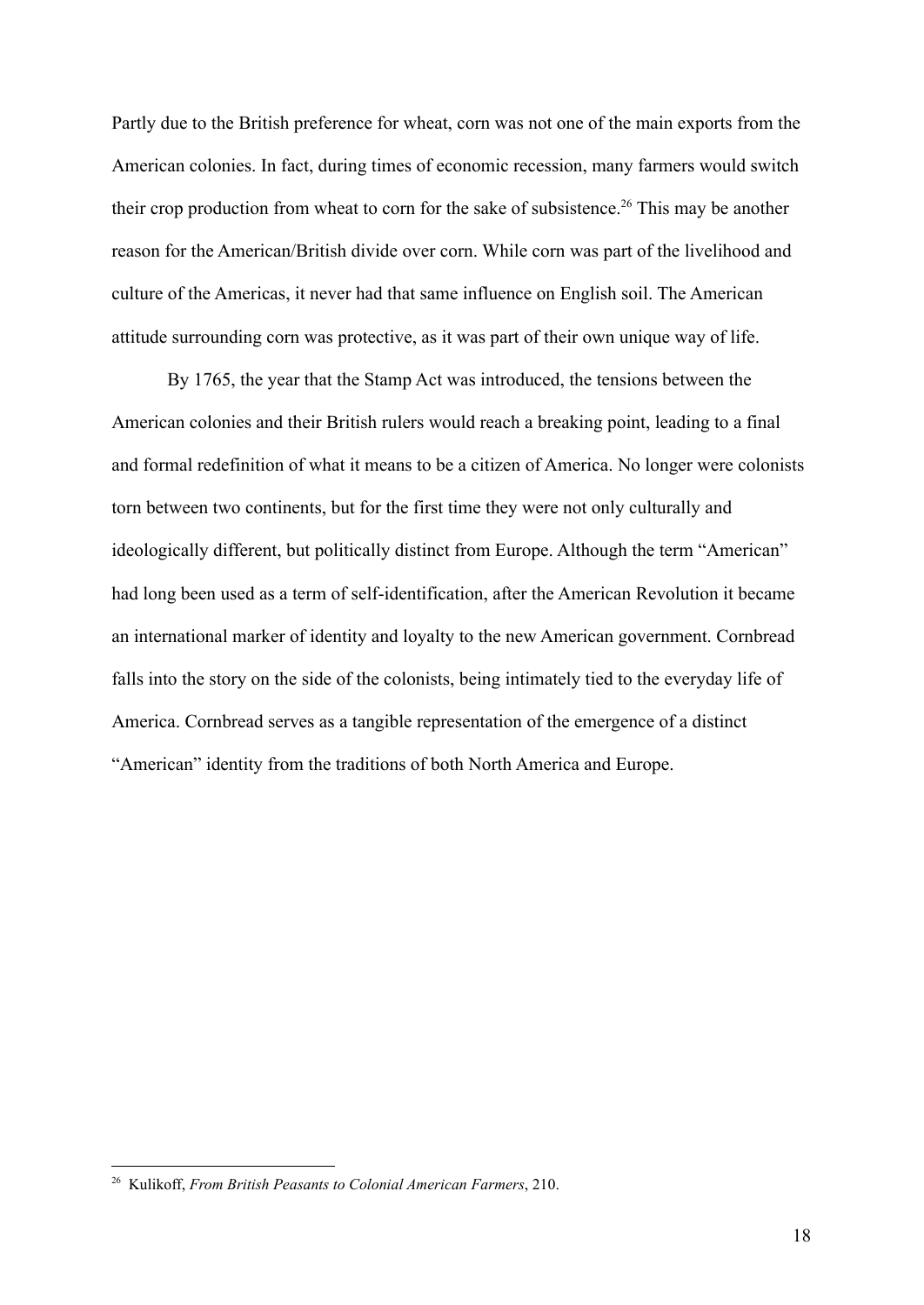Partly due to the British preference for wheat, corn was not one of the main exports from the American colonies. In fact, during times of economic recession, many farmers would switch their crop production from wheat to corn for the sake of subsistence.[26] This may be another reason for the American/British divide over corn. While corn was part of the livelihood and culture of the Americas, it never had that same influence on English soil. The American attitude surrounding corn was protective, as it was part of their own unique way of life.

By 1765, the year that the Stamp Act was introduced, the tensions between the American colonies and their British rulers would reach a breaking point, leading to a final and formal redefinition of what it means to be a citizen of America. No longer were colonists torn between two continents, but for the first time they were not only culturally and ideologically different, but politically distinct from Europe. Although the term "American" had long been used as a term of self-identification, after the American Revolution it became an international marker of identity and loyalty to the new American government. Cornbread falls into the story on the side of the colonists, being intimately tied to the everyday life of America. Cornbread serves as a tangible representation of the emergence of a distinct "American" identity from the traditions of both North America and Europe.

---

[26] Kulikoff, *From British Peasants to Colonial American Farmers*, 210.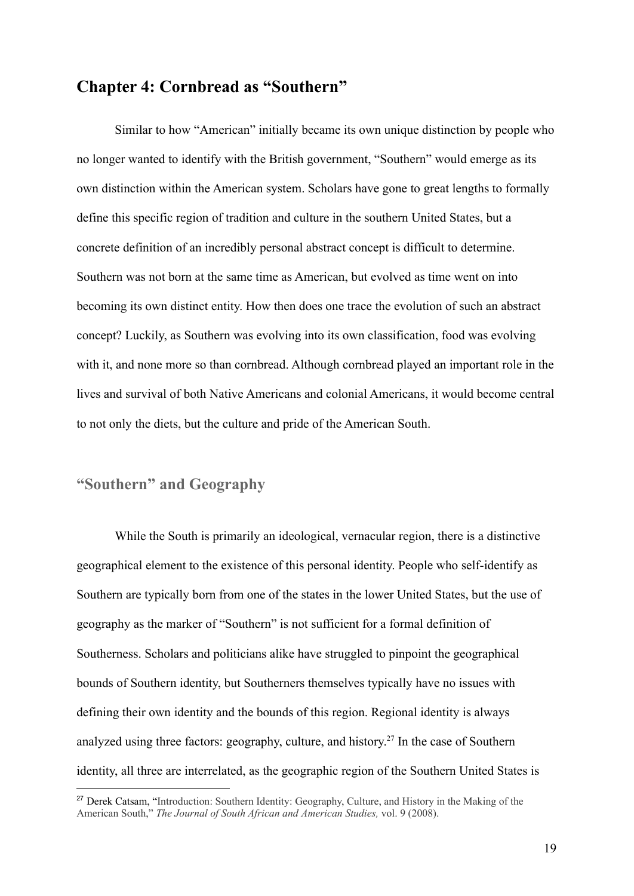## Chapter 4: Cornbread as "Southern"

Similar to how "American" initially became its own unique distinction by people who no longer wanted to identify with the British government, "Southern" would emerge as its own distinction within the American system. Scholars have gone to great lengths to formally define this specific region of tradition and culture in the southern United States, but a concrete definition of an incredibly personal abstract concept is difficult to determine. Southern was not born at the same time as American, but evolved as time went on into becoming its own distinct entity. How then does one trace the evolution of such an abstract concept? Luckily, as Southern was evolving into its own classification, food was evolving with it, and none more so than cornbread. Although cornbread played an important role in the lives and survival of both Native Americans and colonial Americans, it would become central to not only the diets, but the culture and pride of the American South.

### "Southern" and Geography

While the South is primarily an ideological, vernacular region, there is a distinctive geographical element to the existence of this personal identity. People who self-identify as Southern are typically born from one of the states in the lower United States, but the use of geography as the marker of "Southern" is not sufficient for a formal definition of Southerness. Scholars and politicians alike have struggled to pinpoint the geographical bounds of Southern identity, but Southerners themselves typically have no issues with defining their own identity and the bounds of this region. Regional identity is always analyzed using three factors: geography, culture, and history.[27] In the case of Southern identity, all three are interrelated, as the geographic region of the Southern United States is

---

[27] Derek Catsam, "Introduction: Southern Identity: Geography, Culture, and History in the Making of the American South," *The Journal of South African and American Studies,* vol. 9 (2008).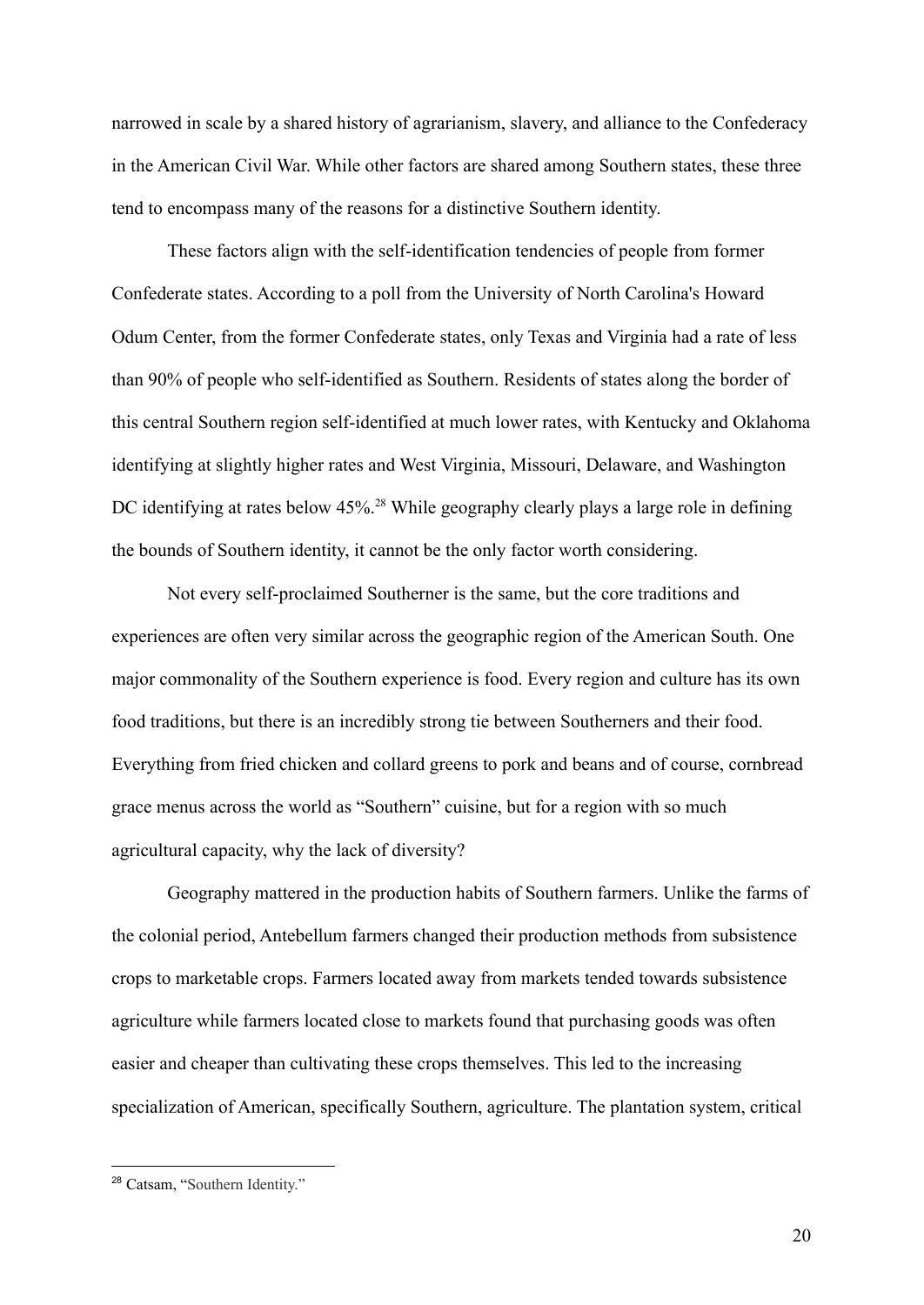narrowed in scale by a shared history of agrarianism, slavery, and alliance to the Confederacy in the American Civil War. While other factors are shared among Southern states, these three tend to encompass many of the reasons for a distinctive Southern identity.

These factors align with the self-identification tendencies of people from former Confederate states. According to a poll from the University of North Carolina's Howard Odum Center, from the former Confederate states, only Texas and Virginia had a rate of less than 90% of people who self-identified as Southern. Residents of states along the border of this central Southern region self-identified at much lower rates, with Kentucky and Oklahoma identifying at slightly higher rates and West Virginia, Missouri, Delaware, and Washington DC identifying at rates below 45%.[28] While geography clearly plays a large role in defining the bounds of Southern identity, it cannot be the only factor worth considering.

Not every self-proclaimed Southerner is the same, but the core traditions and experiences are often very similar across the geographic region of the American South. One major commonality of the Southern experience is food. Every region and culture has its own food traditions, but there is an incredibly strong tie between Southerners and their food. Everything from fried chicken and collard greens to pork and beans and of course, cornbread grace menus across the world as "Southern" cuisine, but for a region with so much agricultural capacity, why the lack of diversity?

Geography mattered in the production habits of Southern farmers. Unlike the farms of the colonial period, Antebellum farmers changed their production methods from subsistence crops to marketable crops. Farmers located away from markets tended towards subsistence agriculture while farmers located close to markets found that purchasing goods was often easier and cheaper than cultivating these crops themselves. This led to the increasing specialization of American, specifically Southern, agriculture. The plantation system, critical

---

[28] Catsam, "Southern Identity."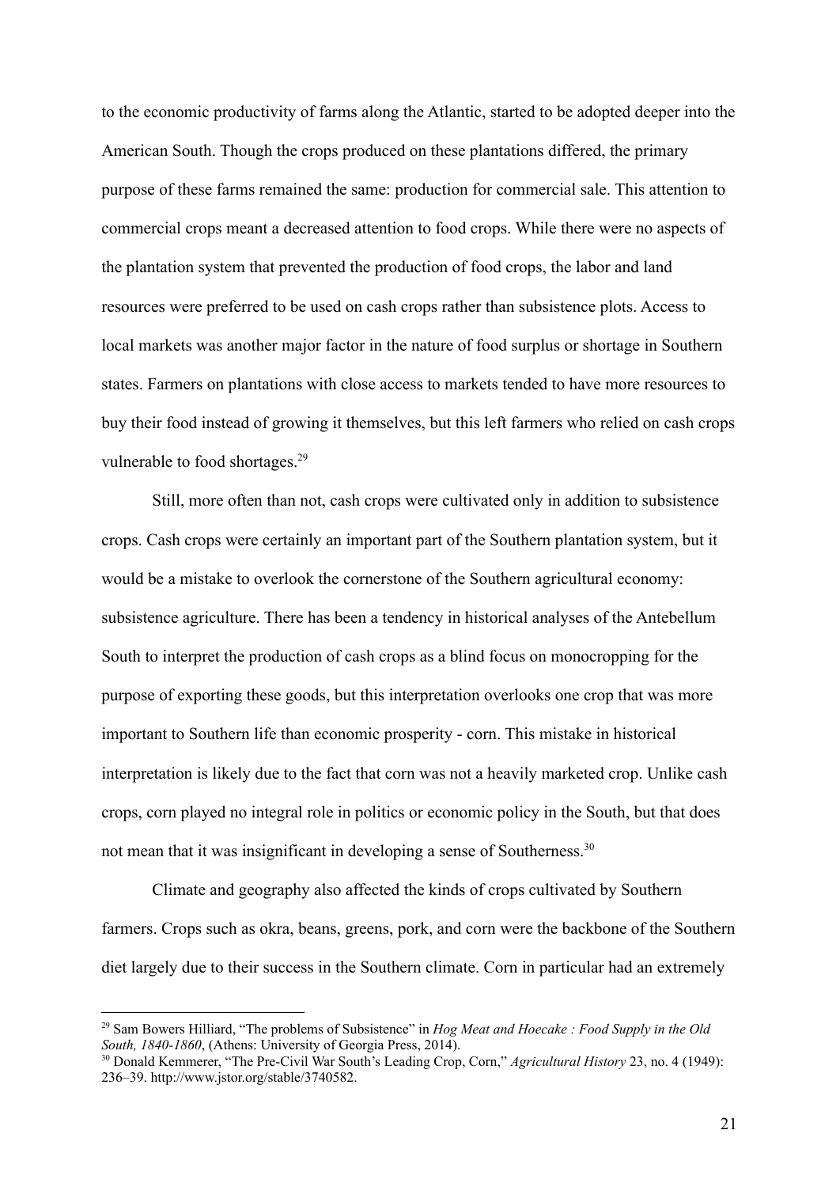to the economic productivity of farms along the Atlantic, started to be adopted deeper into the American South. Though the crops produced on these plantations differed, the primary purpose of these farms remained the same: production for commercial sale. This attention to commercial crops meant a decreased attention to food crops. While there were no aspects of the plantation system that prevented the production of food crops, the labor and land resources were preferred to be used on cash crops rather than subsistence plots. Access to local markets was another major factor in the nature of food surplus or shortage in Southern states. Farmers on plantations with close access to markets tended to have more resources to buy their food instead of growing it themselves, but this left farmers who relied on cash crops vulnerable to food shortages.[29]

Still, more often than not, cash crops were cultivated only in addition to subsistence crops. Cash crops were certainly an important part of the Southern plantation system, but it would be a mistake to overlook the cornerstone of the Southern agricultural economy: subsistence agriculture. There has been a tendency in historical analyses of the Antebellum South to interpret the production of cash crops as a blind focus on monocropping for the purpose of exporting these goods, but this interpretation overlooks one crop that was more important to Southern life than economic prosperity - corn. This mistake in historical interpretation is likely due to the fact that corn was not a heavily marketed crop. Unlike cash crops, corn played no integral role in politics or economic policy in the South, but that does not mean that it was insignificant in developing a sense of Southerness.[30]

Climate and geography also affected the kinds of crops cultivated by Southern farmers. Crops such as okra, beans, greens, pork, and corn were the backbone of the Southern diet largely due to their success in the Southern climate. Corn in particular had an extremely

---

[29] Sam Bowers Hilliard, "The problems of Subsistence" in *Hog Meat and Hoecake : Food Supply in the Old South, 1840-1860*, (Athens: University of Georgia Press, 2014).

[30] Donald Kemmerer, "The Pre-Civil War South's Leading Crop, Corn," *Agricultural History* 23, no. 4 (1949): 236–39. http://www.jstor.org/stable/3740582.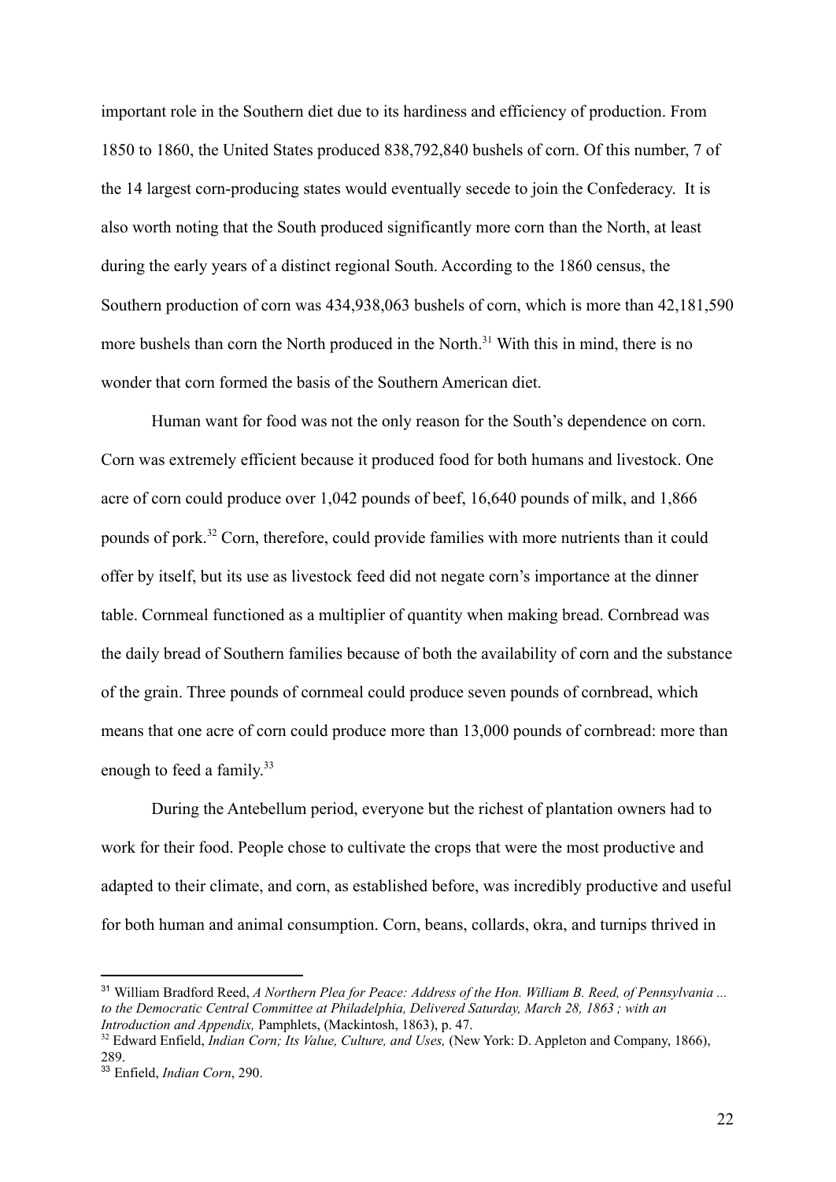important role in the Southern diet due to its hardiness and efficiency of production. From 1850 to 1860, the United States produced 838,792,840 bushels of corn. Of this number, 7 of the 14 largest corn-producing states would eventually secede to join the Confederacy. It is also worth noting that the South produced significantly more corn than the North, at least during the early years of a distinct regional South. According to the 1860 census, the Southern production of corn was 434,938,063 bushels of corn, which is more than 42,181,590 more bushels than corn the North produced in the North.[31] With this in mind, there is no wonder that corn formed the basis of the Southern American diet.

Human want for food was not the only reason for the South's dependence on corn. Corn was extremely efficient because it produced food for both humans and livestock. One acre of corn could produce over 1,042 pounds of beef, 16,640 pounds of milk, and 1,866 pounds of pork.[32] Corn, therefore, could provide families with more nutrients than it could offer by itself, but its use as livestock feed did not negate corn's importance at the dinner table. Cornmeal functioned as a multiplier of quantity when making bread. Cornbread was the daily bread of Southern families because of both the availability of corn and the substance of the grain. Three pounds of cornmeal could produce seven pounds of cornbread, which means that one acre of corn could produce more than 13,000 pounds of cornbread: more than enough to feed a family.[33]

During the Antebellum period, everyone but the richest of plantation owners had to work for their food. People chose to cultivate the crops that were the most productive and adapted to their climate, and corn, as established before, was incredibly productive and useful for both human and animal consumption. Corn, beans, collards, okra, and turnips thrived in

---

[31] William Bradford Reed, *A Northern Plea for Peace: Address of the Hon. William B. Reed, of Pennsylvania ... to the Democratic Central Committee at Philadelphia, Delivered Saturday, March 28, 1863 ; with an Introduction and Appendix,* Pamphlets, (Mackintosh, 1863), p. 47.

[32] Edward Enfield, *Indian Corn; Its Value, Culture, and Uses,* (New York: D. Appleton and Company, 1866), 289.

[33] Enfield, *Indian Corn*, 290.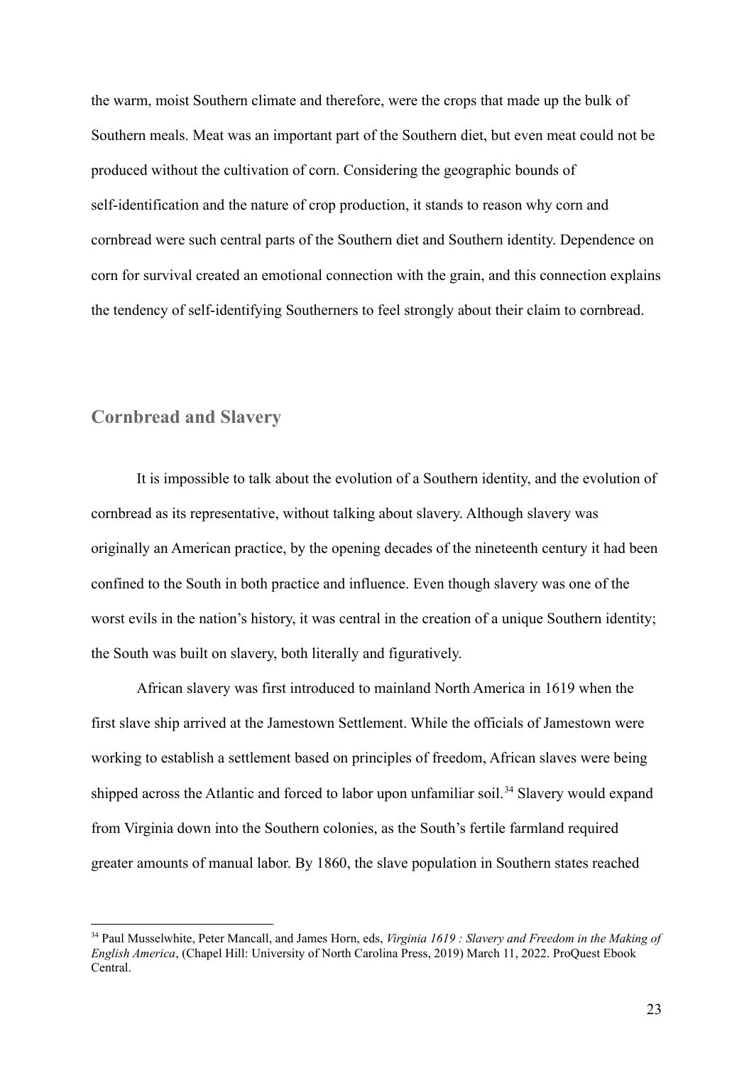the warm, moist Southern climate and therefore, were the crops that made up the bulk of Southern meals. Meat was an important part of the Southern diet, but even meat could not be produced without the cultivation of corn. Considering the geographic bounds of self-identification and the nature of crop production, it stands to reason why corn and cornbread were such central parts of the Southern diet and Southern identity. Dependence on corn for survival created an emotional connection with the grain, and this connection explains the tendency of self-identifying Southerners to feel strongly about their claim to cornbread.

## Cornbread and Slavery

It is impossible to talk about the evolution of a Southern identity, and the evolution of cornbread as its representative, without talking about slavery. Although slavery was originally an American practice, by the opening decades of the nineteenth century it had been confined to the South in both practice and influence. Even though slavery was one of the worst evils in the nation's history, it was central in the creation of a unique Southern identity; the South was built on slavery, both literally and figuratively.

African slavery was first introduced to mainland North America in 1619 when the first slave ship arrived at the Jamestown Settlement. While the officials of Jamestown were working to establish a settlement based on principles of freedom, African slaves were being shipped across the Atlantic and forced to labor upon unfamiliar soil.[34] Slavery would expand from Virginia down into the Southern colonies, as the South's fertile farmland required greater amounts of manual labor. By 1860, the slave population in Southern states reached

[34] Paul Musselwhite, Peter Mancall, and James Horn, eds, *Virginia 1619 : Slavery and Freedom in the Making of English America*, (Chapel Hill: University of North Carolina Press, 2019) March 11, 2022. ProQuest Ebook Central.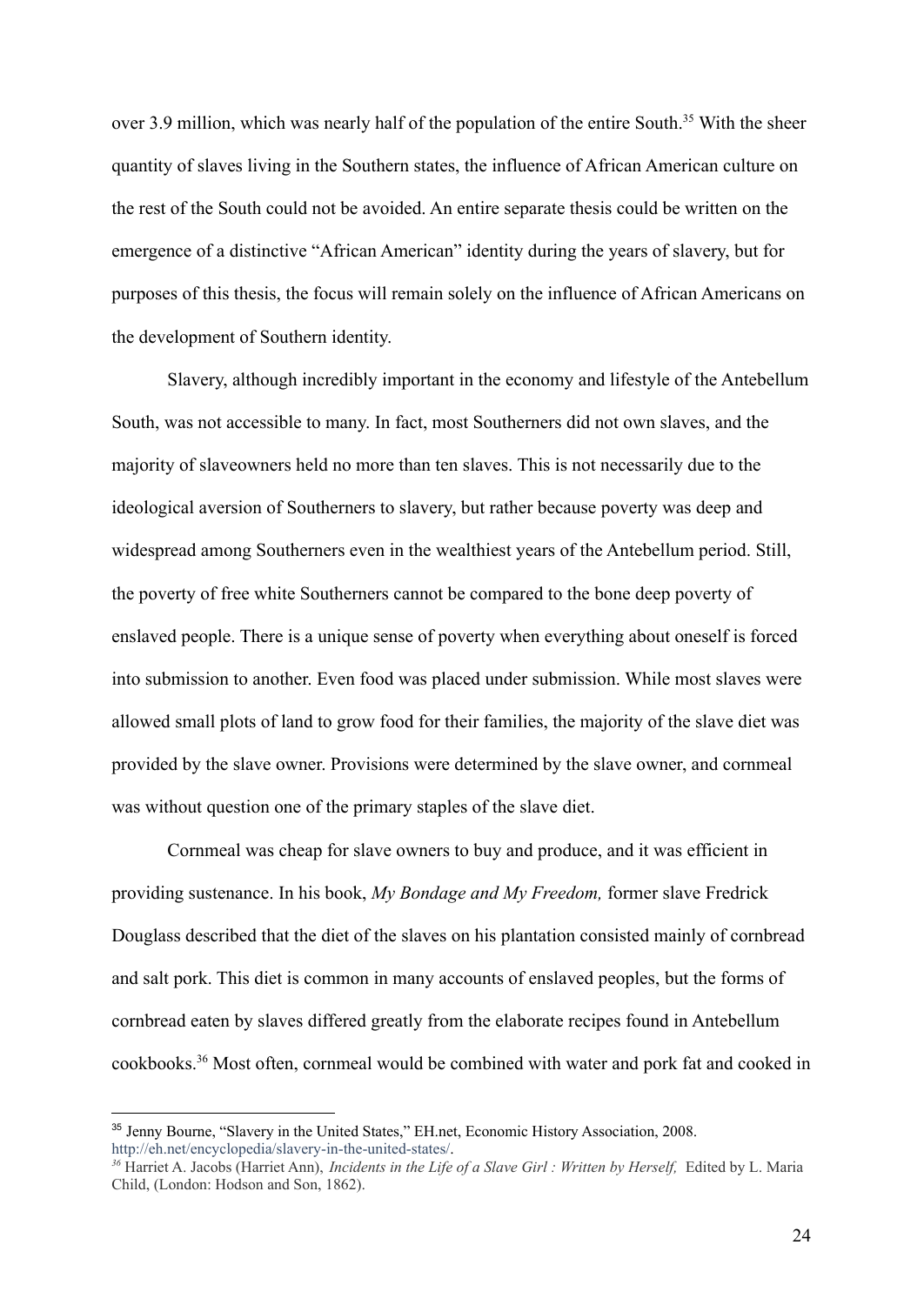over 3.9 million, which was nearly half of the population of the entire South.[35] With the sheer quantity of slaves living in the Southern states, the influence of African American culture on the rest of the South could not be avoided. An entire separate thesis could be written on the emergence of a distinctive "African American" identity during the years of slavery, but for purposes of this thesis, the focus will remain solely on the influence of African Americans on the development of Southern identity.

Slavery, although incredibly important in the economy and lifestyle of the Antebellum South, was not accessible to many. In fact, most Southerners did not own slaves, and the majority of slaveowners held no more than ten slaves. This is not necessarily due to the ideological aversion of Southerners to slavery, but rather because poverty was deep and widespread among Southerners even in the wealthiest years of the Antebellum period. Still, the poverty of free white Southerners cannot be compared to the bone deep poverty of enslaved people. There is a unique sense of poverty when everything about oneself is forced into submission to another. Even food was placed under submission. While most slaves were allowed small plots of land to grow food for their families, the majority of the slave diet was provided by the slave owner. Provisions were determined by the slave owner, and cornmeal was without question one of the primary staples of the slave diet.

Cornmeal was cheap for slave owners to buy and produce, and it was efficient in providing sustenance. In his book, *My Bondage and My Freedom,* former slave Fredrick Douglass described that the diet of the slaves on his plantation consisted mainly of cornbread and salt pork. This diet is common in many accounts of enslaved peoples, but the forms of cornbread eaten by slaves differed greatly from the elaborate recipes found in Antebellum cookbooks.[36] Most often, cornmeal would be combined with water and pork fat and cooked in

---

[35] Jenny Bourne, "Slavery in the United States," EH.net, Economic History Association, 2008. http://eh.net/encyclopedia/slavery-in-the-united-states/.

[36] Harriet A. Jacobs (Harriet Ann), *Incidents in the Life of a Slave Girl : Written by Herself,* Edited by L. Maria Child, (London: Hodson and Son, 1862).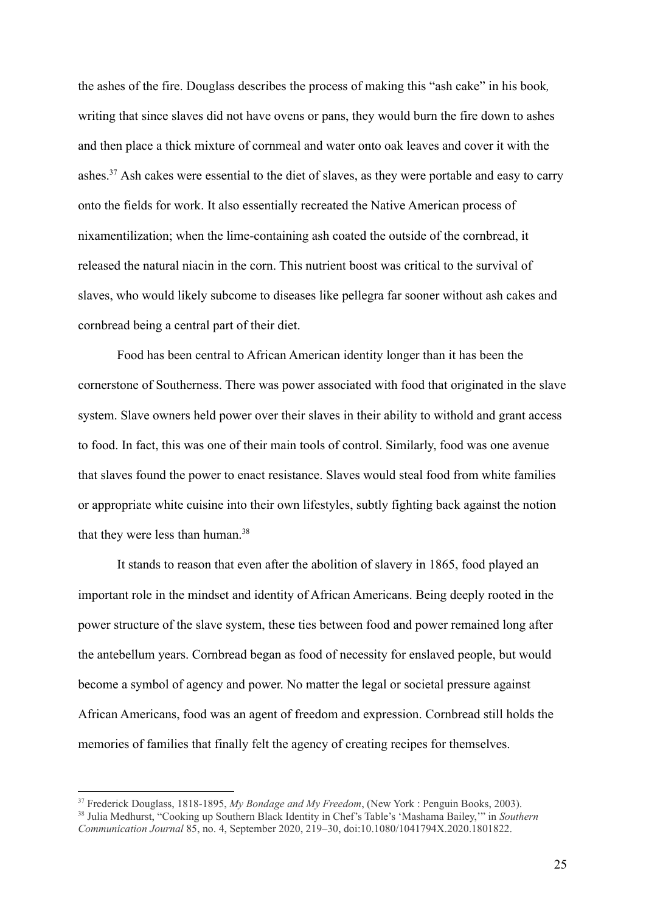the ashes of the fire. Douglass describes the process of making this "ash cake" in his book*,* writing that since slaves did not have ovens or pans, they would burn the fire down to ashes and then place a thick mixture of cornmeal and water onto oak leaves and cover it with the ashes.[37] Ash cakes were essential to the diet of slaves, as they were portable and easy to carry onto the fields for work. It also essentially recreated the Native American process of nixamentilization; when the lime-containing ash coated the outside of the cornbread, it released the natural niacin in the corn. This nutrient boost was critical to the survival of slaves, who would likely subcome to diseases like pellegra far sooner without ash cakes and cornbread being a central part of their diet.

Food has been central to African American identity longer than it has been the cornerstone of Southerness. There was power associated with food that originated in the slave system. Slave owners held power over their slaves in their ability to withold and grant access to food. In fact, this was one of their main tools of control. Similarly, food was one avenue that slaves found the power to enact resistance. Slaves would steal food from white families or appropriate white cuisine into their own lifestyles, subtly fighting back against the notion that they were less than human.[38]

It stands to reason that even after the abolition of slavery in 1865, food played an important role in the mindset and identity of African Americans. Being deeply rooted in the power structure of the slave system, these ties between food and power remained long after the antebellum years. Cornbread began as food of necessity for enslaved people, but would become a symbol of agency and power. No matter the legal or societal pressure against African Americans, food was an agent of freedom and expression. Cornbread still holds the memories of families that finally felt the agency of creating recipes for themselves.

---

[37] Frederick Douglass, 1818-1895, *My Bondage and My Freedom*, (New York : Penguin Books, 2003).

[38] Julia Medhurst, "Cooking up Southern Black Identity in Chef's Table's 'Mashama Bailey,'" in *Southern Communication Journal* 85, no. 4, September 2020, 219–30, doi:10.1080/1041794X.2020.1801822.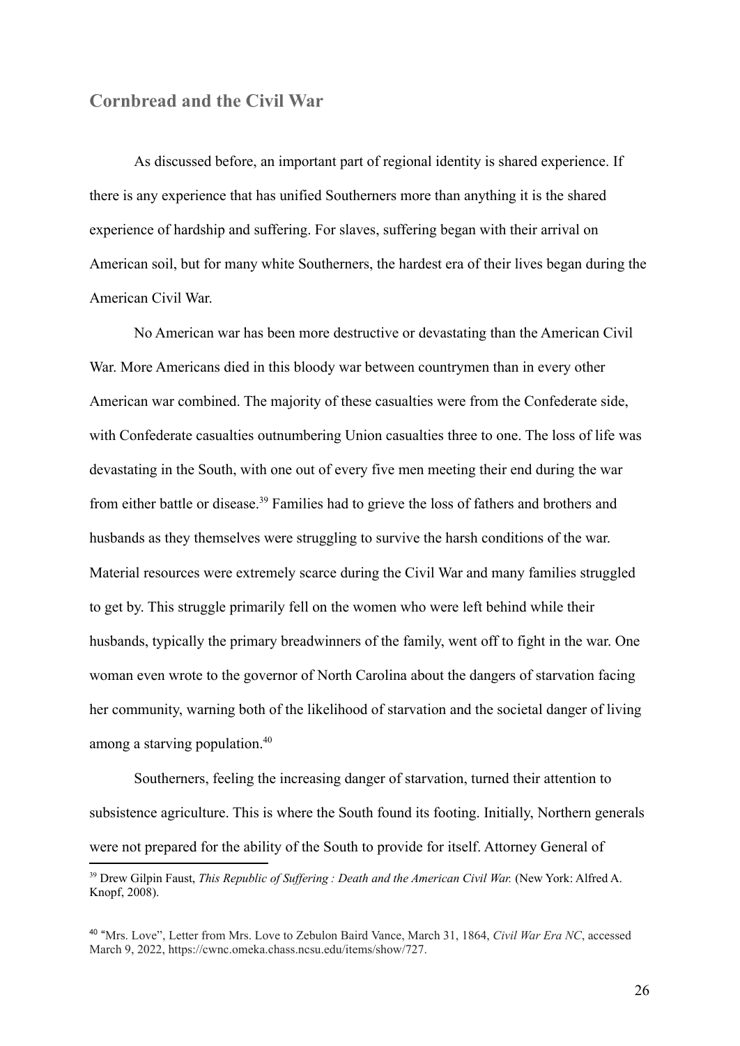## Cornbread and the Civil War

As discussed before, an important part of regional identity is shared experience. If there is any experience that has unified Southerners more than anything it is the shared experience of hardship and suffering. For slaves, suffering began with their arrival on American soil, but for many white Southerners, the hardest era of their lives began during the American Civil War.

No American war has been more destructive or devastating than the American Civil War. More Americans died in this bloody war between countrymen than in every other American war combined. The majority of these casualties were from the Confederate side, with Confederate casualties outnumbering Union casualties three to one. The loss of life was devastating in the South, with one out of every five men meeting their end during the war from either battle or disease.[39] Families had to grieve the loss of fathers and brothers and husbands as they themselves were struggling to survive the harsh conditions of the war. Material resources were extremely scarce during the Civil War and many families struggled to get by. This struggle primarily fell on the women who were left behind while their husbands, typically the primary breadwinners of the family, went off to fight in the war. One woman even wrote to the governor of North Carolina about the dangers of starvation facing her community, warning both of the likelihood of starvation and the societal danger of living among a starving population.[40]

Southerners, feeling the increasing danger of starvation, turned their attention to subsistence agriculture. This is where the South found its footing. Initially, Northern generals were not prepared for the ability of the South to provide for itself. Attorney General of

---

[39] Drew Gilpin Faust, *This Republic of Suffering : Death and the American Civil War.* (New York: Alfred A. Knopf, 2008).

[40] "Mrs. Love", Letter from Mrs. Love to Zebulon Baird Vance, March 31, 1864, *Civil War Era NC*, accessed March 9, 2022, https://cwnc.omeka.chass.ncsu.edu/items/show/727.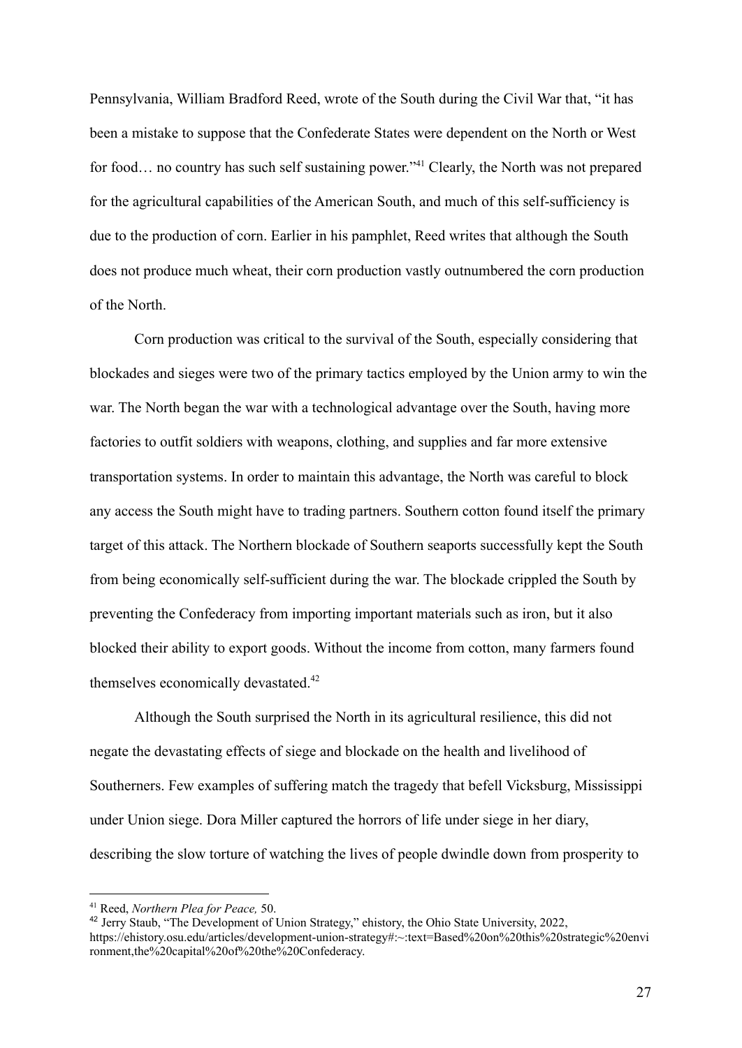Pennsylvania, William Bradford Reed, wrote of the South during the Civil War that, "it has been a mistake to suppose that the Confederate States were dependent on the North or West for food… no country has such self sustaining power."[41] Clearly, the North was not prepared for the agricultural capabilities of the American South, and much of this self-sufficiency is due to the production of corn. Earlier in his pamphlet, Reed writes that although the South does not produce much wheat, their corn production vastly outnumbered the corn production of the North.

Corn production was critical to the survival of the South, especially considering that blockades and sieges were two of the primary tactics employed by the Union army to win the war. The North began the war with a technological advantage over the South, having more factories to outfit soldiers with weapons, clothing, and supplies and far more extensive transportation systems. In order to maintain this advantage, the North was careful to block any access the South might have to trading partners. Southern cotton found itself the primary target of this attack. The Northern blockade of Southern seaports successfully kept the South from being economically self-sufficient during the war. The blockade crippled the South by preventing the Confederacy from importing important materials such as iron, but it also blocked their ability to export goods. Without the income from cotton, many farmers found themselves economically devastated.[42]

Although the South surprised the North in its agricultural resilience, this did not negate the devastating effects of siege and blockade on the health and livelihood of Southerners. Few examples of suffering match the tragedy that befell Vicksburg, Mississippi under Union siege. Dora Miller captured the horrors of life under siege in her diary, describing the slow torture of watching the lives of people dwindle down from prosperity to

---

[41] Reed, *Northern Plea for Peace,* 50.

[42] Jerry Staub, "The Development of Union Strategy," ehistory, the Ohio State University, 2022, https://ehistory.osu.edu/articles/development-union-strategy#:~:text=Based%20on%20this%20strategic%20environment,the%20capital%20of%20the%20Confederacy.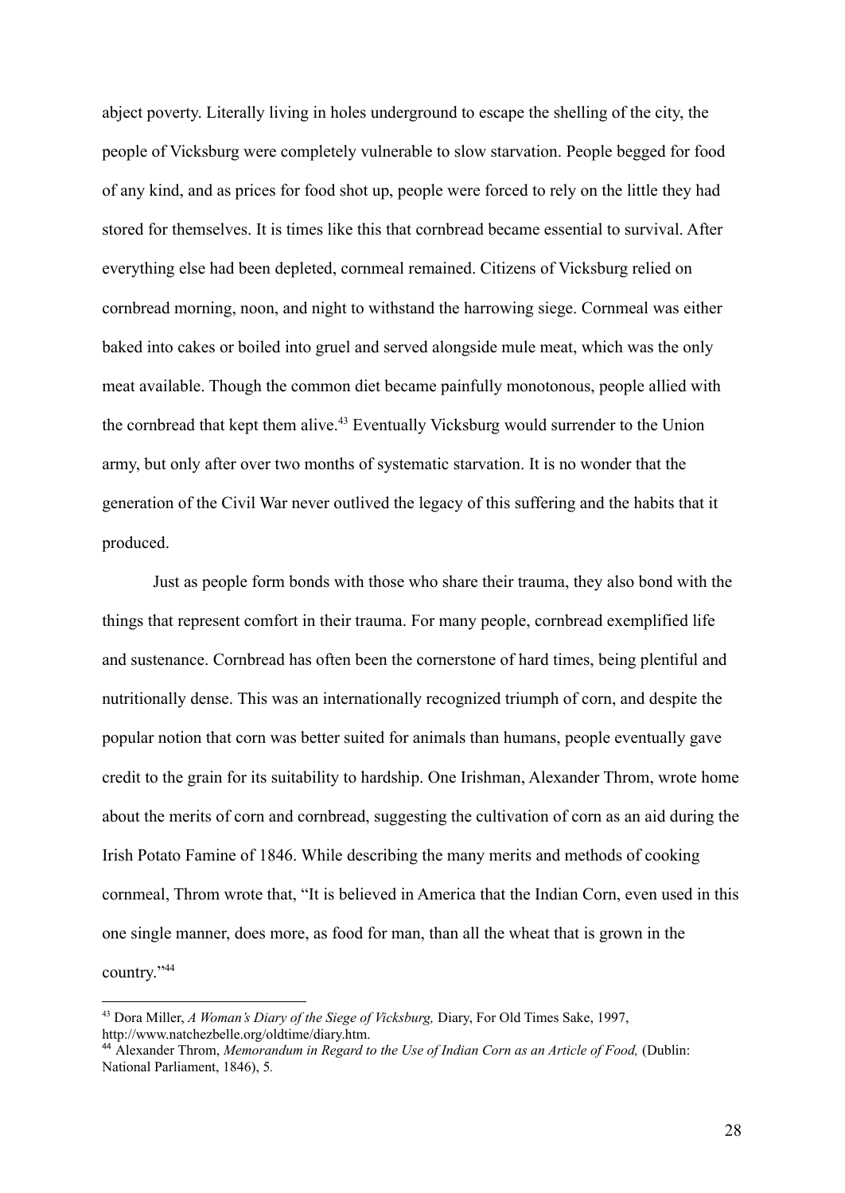abject poverty. Literally living in holes underground to escape the shelling of the city, the people of Vicksburg were completely vulnerable to slow starvation. People begged for food of any kind, and as prices for food shot up, people were forced to rely on the little they had stored for themselves. It is times like this that cornbread became essential to survival. After everything else had been depleted, cornmeal remained. Citizens of Vicksburg relied on cornbread morning, noon, and night to withstand the harrowing siege. Cornmeal was either baked into cakes or boiled into gruel and served alongside mule meat, which was the only meat available. Though the common diet became painfully monotonous, people allied with the cornbread that kept them alive.[43] Eventually Vicksburg would surrender to the Union army, but only after over two months of systematic starvation. It is no wonder that the generation of the Civil War never outlived the legacy of this suffering and the habits that it produced.

Just as people form bonds with those who share their trauma, they also bond with the things that represent comfort in their trauma. For many people, cornbread exemplified life and sustenance. Cornbread has often been the cornerstone of hard times, being plentiful and nutritionally dense. This was an internationally recognized triumph of corn, and despite the popular notion that corn was better suited for animals than humans, people eventually gave credit to the grain for its suitability to hardship. One Irishman, Alexander Throm, wrote home about the merits of corn and cornbread, suggesting the cultivation of corn as an aid during the Irish Potato Famine of 1846. While describing the many merits and methods of cooking cornmeal, Throm wrote that, "It is believed in America that the Indian Corn, even used in this one single manner, does more, as food for man, than all the wheat that is grown in the country."[44]

---

[43] Dora Miller, *A Woman's Diary of the Siege of Vicksburg,* Diary, For Old Times Sake, 1997, http://www.natchezbelle.org/oldtime/diary.htm.

[44] Alexander Throm, *Memorandum in Regard to the Use of Indian Corn as an Article of Food,* (Dublin: National Parliament, 1846), 5.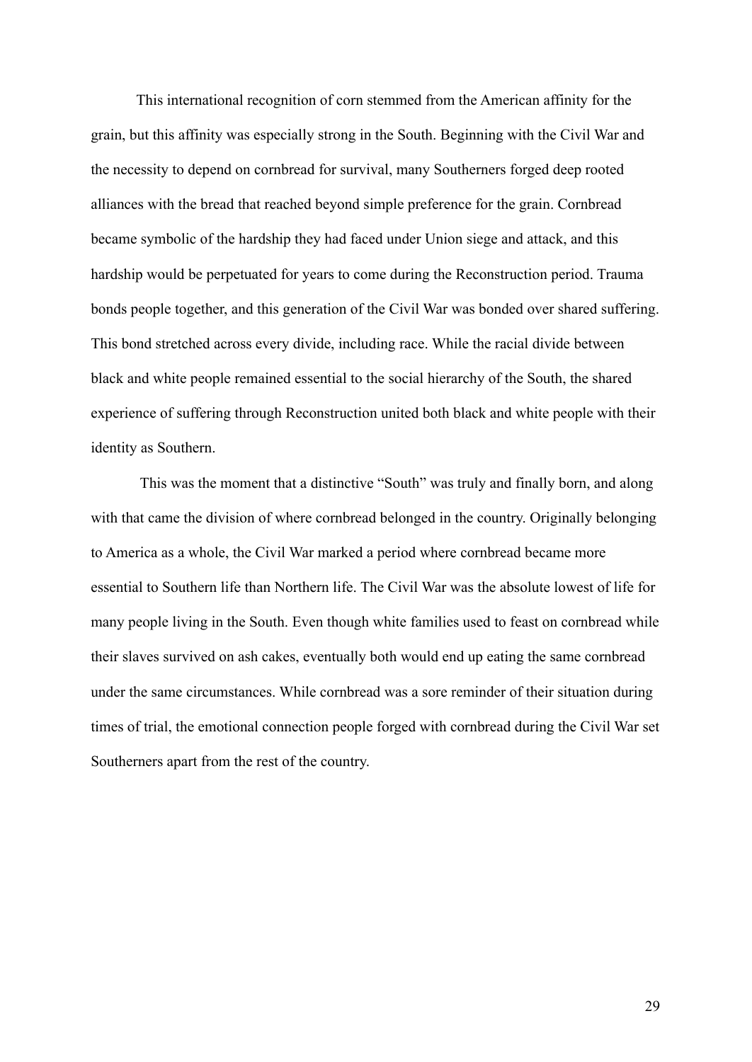This international recognition of corn stemmed from the American affinity for the grain, but this affinity was especially strong in the South. Beginning with the Civil War and the necessity to depend on cornbread for survival, many Southerners forged deep rooted alliances with the bread that reached beyond simple preference for the grain. Cornbread became symbolic of the hardship they had faced under Union siege and attack, and this hardship would be perpetuated for years to come during the Reconstruction period. Trauma bonds people together, and this generation of the Civil War was bonded over shared suffering. This bond stretched across every divide, including race. While the racial divide between black and white people remained essential to the social hierarchy of the South, the shared experience of suffering through Reconstruction united both black and white people with their identity as Southern.

This was the moment that a distinctive "South" was truly and finally born, and along with that came the division of where cornbread belonged in the country. Originally belonging to America as a whole, the Civil War marked a period where cornbread became more essential to Southern life than Northern life. The Civil War was the absolute lowest of life for many people living in the South. Even though white families used to feast on cornbread while their slaves survived on ash cakes, eventually both would end up eating the same cornbread under the same circumstances. While cornbread was a sore reminder of their situation during times of trial, the emotional connection people forged with cornbread during the Civil War set Southerners apart from the rest of the country.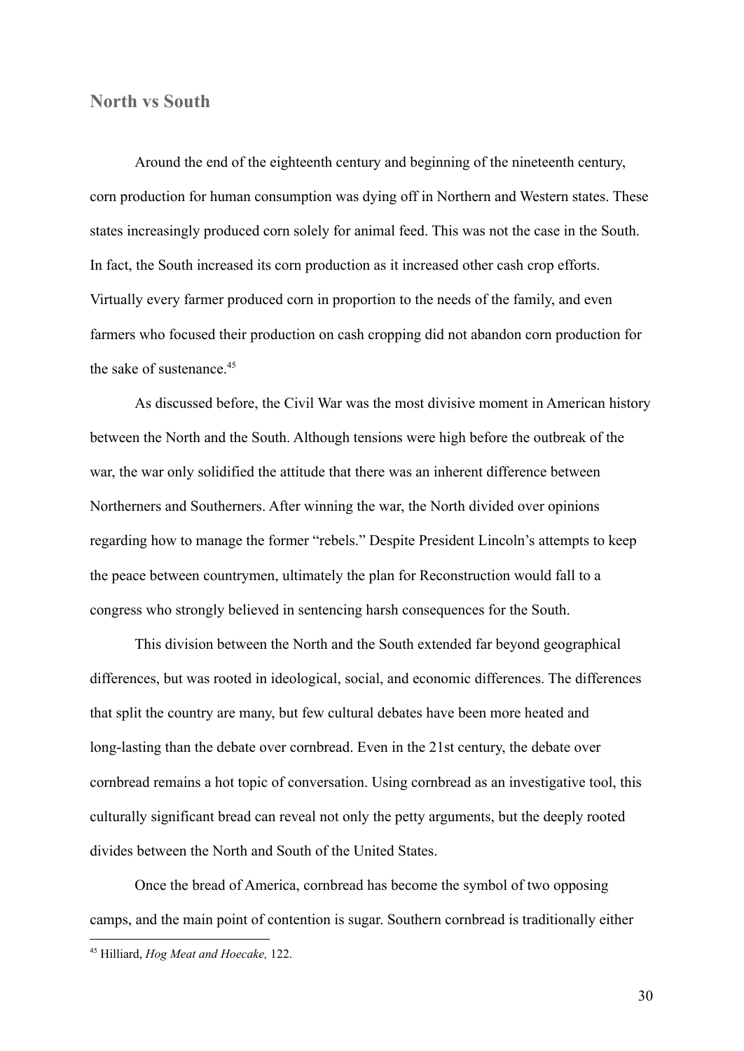## North vs South

Around the end of the eighteenth century and beginning of the nineteenth century, corn production for human consumption was dying off in Northern and Western states. These states increasingly produced corn solely for animal feed. This was not the case in the South. In fact, the South increased its corn production as it increased other cash crop efforts. Virtually every farmer produced corn in proportion to the needs of the family, and even farmers who focused their production on cash cropping did not abandon corn production for the sake of sustenance.[45]

As discussed before, the Civil War was the most divisive moment in American history between the North and the South. Although tensions were high before the outbreak of the war, the war only solidified the attitude that there was an inherent difference between Northerners and Southerners. After winning the war, the North divided over opinions regarding how to manage the former "rebels." Despite President Lincoln's attempts to keep the peace between countrymen, ultimately the plan for Reconstruction would fall to a congress who strongly believed in sentencing harsh consequences for the South.

This division between the North and the South extended far beyond geographical differences, but was rooted in ideological, social, and economic differences. The differences that split the country are many, but few cultural debates have been more heated and long-lasting than the debate over cornbread. Even in the 21st century, the debate over cornbread remains a hot topic of conversation. Using cornbread as an investigative tool, this culturally significant bread can reveal not only the petty arguments, but the deeply rooted divides between the North and South of the United States.

Once the bread of America, cornbread has become the symbol of two opposing camps, and the main point of contention is sugar. Southern cornbread is traditionally either

---

[45] Hilliard, *Hog Meat and Hoecake,* 122.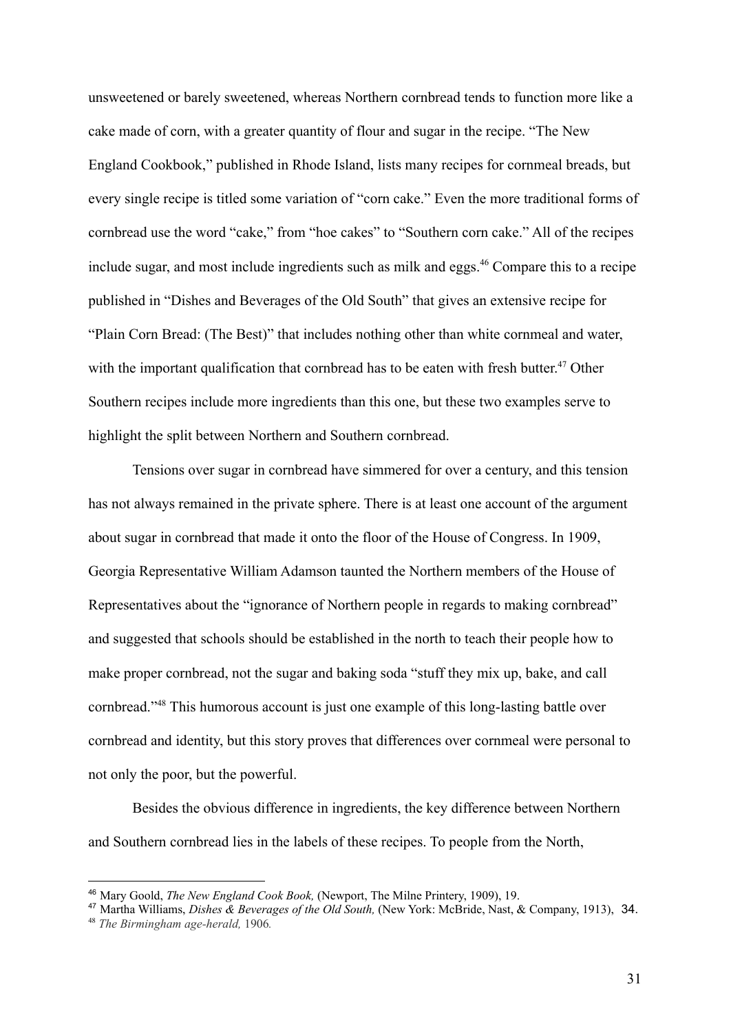unsweetened or barely sweetened, whereas Northern cornbread tends to function more like a cake made of corn, with a greater quantity of flour and sugar in the recipe. "The New England Cookbook," published in Rhode Island, lists many recipes for cornmeal breads, but every single recipe is titled some variation of "corn cake." Even the more traditional forms of cornbread use the word "cake," from "hoe cakes" to "Southern corn cake." All of the recipes include sugar, and most include ingredients such as milk and eggs.[46] Compare this to a recipe published in "Dishes and Beverages of the Old South" that gives an extensive recipe for "Plain Corn Bread: (The Best)" that includes nothing other than white cornmeal and water, with the important qualification that cornbread has to be eaten with fresh butter.[47] Other Southern recipes include more ingredients than this one, but these two examples serve to highlight the split between Northern and Southern cornbread.

Tensions over sugar in cornbread have simmered for over a century, and this tension has not always remained in the private sphere. There is at least one account of the argument about sugar in cornbread that made it onto the floor of the House of Congress. In 1909, Georgia Representative William Adamson taunted the Northern members of the House of Representatives about the "ignorance of Northern people in regards to making cornbread" and suggested that schools should be established in the north to teach their people how to make proper cornbread, not the sugar and baking soda "stuff they mix up, bake, and call cornbread."[48] This humorous account is just one example of this long-lasting battle over cornbread and identity, but this story proves that differences over cornmeal were personal to not only the poor, but the powerful.

Besides the obvious difference in ingredients, the key difference between Northern and Southern cornbread lies in the labels of these recipes. To people from the North,

---

[46] Mary Goold, *The New England Cook Book,* (Newport, The Milne Printery, 1909), 19.

[47] Martha Williams, *Dishes & Beverages of the Old South,* (New York: McBride, Nast, & Company, 1913), 34.

[48] *The Birmingham age-herald,* 1906.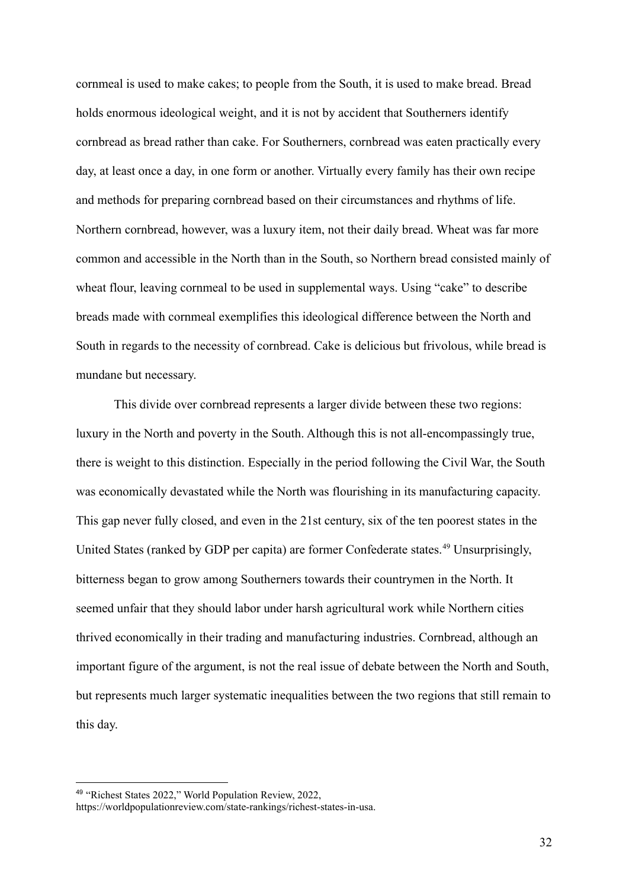cornmeal is used to make cakes; to people from the South, it is used to make bread. Bread holds enormous ideological weight, and it is not by accident that Southerners identify cornbread as bread rather than cake. For Southerners, cornbread was eaten practically every day, at least once a day, in one form or another. Virtually every family has their own recipe and methods for preparing cornbread based on their circumstances and rhythms of life. Northern cornbread, however, was a luxury item, not their daily bread. Wheat was far more common and accessible in the North than in the South, so Northern bread consisted mainly of wheat flour, leaving cornmeal to be used in supplemental ways. Using "cake" to describe breads made with cornmeal exemplifies this ideological difference between the North and South in regards to the necessity of cornbread. Cake is delicious but frivolous, while bread is mundane but necessary.

This divide over cornbread represents a larger divide between these two regions: luxury in the North and poverty in the South. Although this is not all-encompassingly true, there is weight to this distinction. Especially in the period following the Civil War, the South was economically devastated while the North was flourishing in its manufacturing capacity. This gap never fully closed, and even in the 21st century, six of the ten poorest states in the United States (ranked by GDP per capita) are former Confederate states.[49] Unsurprisingly, bitterness began to grow among Southerners towards their countrymen in the North. It seemed unfair that they should labor under harsh agricultural work while Northern cities thrived economically in their trading and manufacturing industries. Cornbread, although an important figure of the argument, is not the real issue of debate between the North and South, but represents much larger systematic inequalities between the two regions that still remain to this day.

---

[49] "Richest States 2022," World Population Review, 2022, https://worldpopulationreview.com/state-rankings/richest-states-in-usa.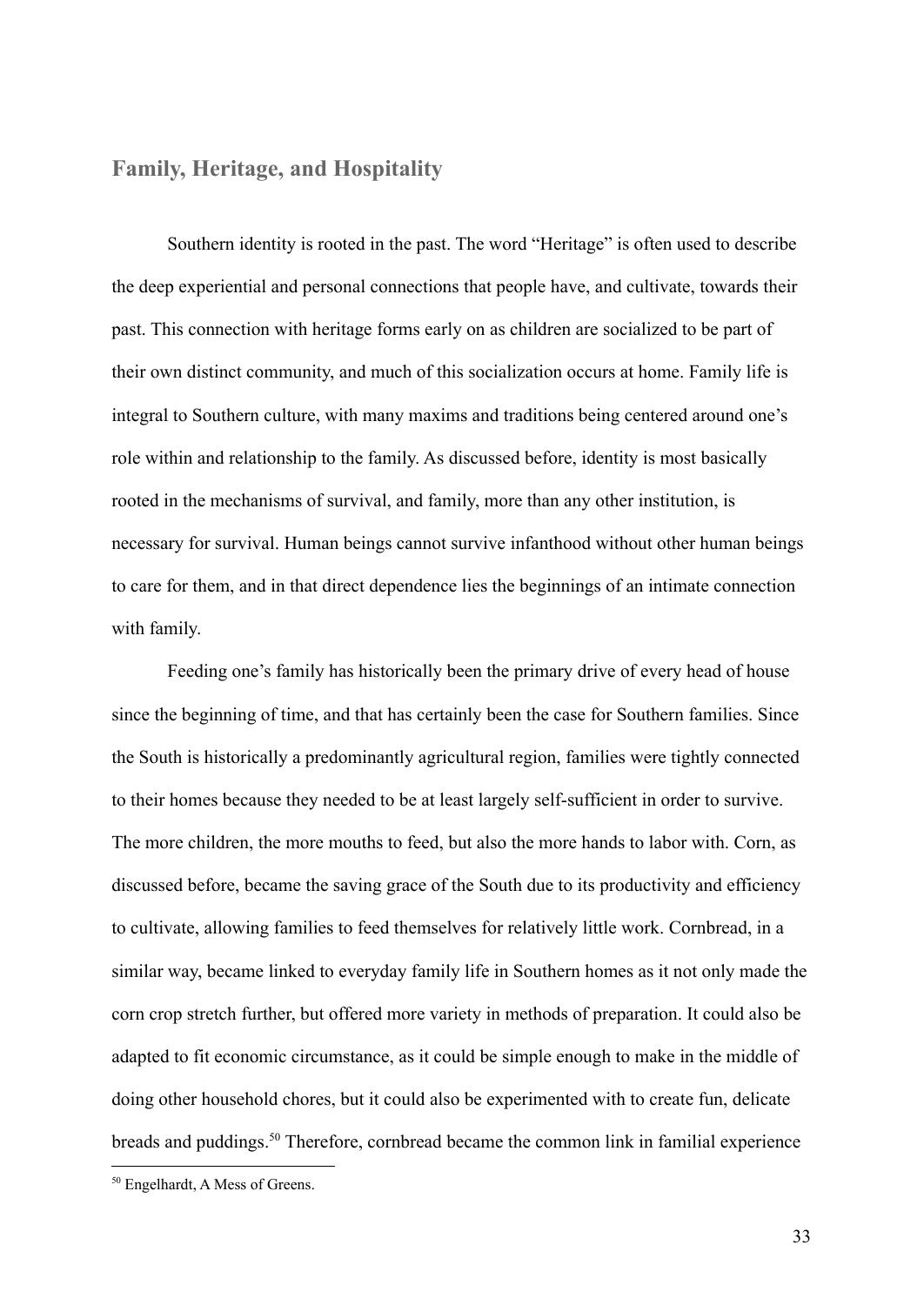## Family, Heritage, and Hospitality

Southern identity is rooted in the past. The word "Heritage" is often used to describe the deep experiential and personal connections that people have, and cultivate, towards their past. This connection with heritage forms early on as children are socialized to be part of their own distinct community, and much of this socialization occurs at home. Family life is integral to Southern culture, with many maxims and traditions being centered around one's role within and relationship to the family. As discussed before, identity is most basically rooted in the mechanisms of survival, and family, more than any other institution, is necessary for survival. Human beings cannot survive infanthood without other human beings to care for them, and in that direct dependence lies the beginnings of an intimate connection with family.

Feeding one's family has historically been the primary drive of every head of house since the beginning of time, and that has certainly been the case for Southern families. Since the South is historically a predominantly agricultural region, families were tightly connected to their homes because they needed to be at least largely self-sufficient in order to survive. The more children, the more mouths to feed, but also the more hands to labor with. Corn, as discussed before, became the saving grace of the South due to its productivity and efficiency to cultivate, allowing families to feed themselves for relatively little work. Cornbread, in a similar way, became linked to everyday family life in Southern homes as it not only made the corn crop stretch further, but offered more variety in methods of preparation. It could also be adapted to fit economic circumstance, as it could be simple enough to make in the middle of doing other household chores, but it could also be experimented with to create fun, delicate breads and puddings.[50] Therefore, cornbread became the common link in familial experience

[50] Engelhardt, A Mess of Greens.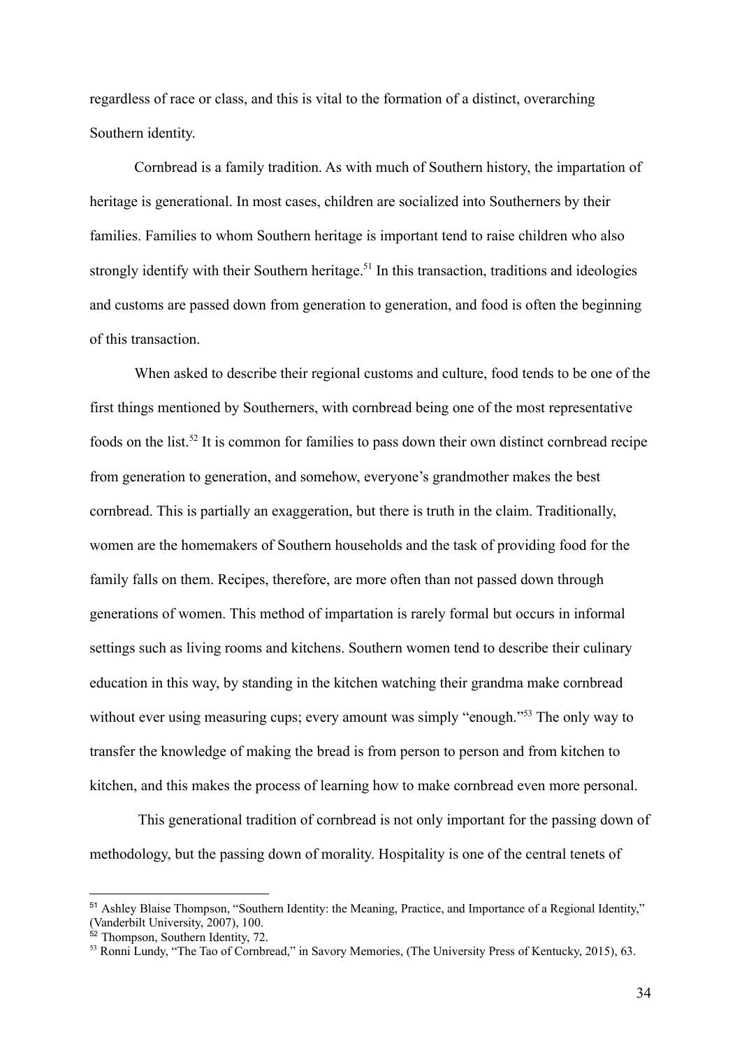regardless of race or class, and this is vital to the formation of a distinct, overarching Southern identity.

Cornbread is a family tradition. As with much of Southern history, the impartation of heritage is generational. In most cases, children are socialized into Southerners by their families. Families to whom Southern heritage is important tend to raise children who also strongly identify with their Southern heritage.[51] In this transaction, traditions and ideologies and customs are passed down from generation to generation, and food is often the beginning of this transaction.

When asked to describe their regional customs and culture, food tends to be one of the first things mentioned by Southerners, with cornbread being one of the most representative foods on the list.[52] It is common for families to pass down their own distinct cornbread recipe from generation to generation, and somehow, everyone's grandmother makes the best cornbread. This is partially an exaggeration, but there is truth in the claim. Traditionally, women are the homemakers of Southern households and the task of providing food for the family falls on them. Recipes, therefore, are more often than not passed down through generations of women. This method of impartation is rarely formal but occurs in informal settings such as living rooms and kitchens. Southern women tend to describe their culinary education in this way, by standing in the kitchen watching their grandma make cornbread without ever using measuring cups; every amount was simply "enough."[53] The only way to transfer the knowledge of making the bread is from person to person and from kitchen to kitchen, and this makes the process of learning how to make cornbread even more personal.

This generational tradition of cornbread is not only important for the passing down of methodology, but the passing down of morality. Hospitality is one of the central tenets of

---

[51] Ashley Blaise Thompson, "Southern Identity: the Meaning, Practice, and Importance of a Regional Identity," (Vanderbilt University, 2007), 100.

[52] Thompson, Southern Identity, 72.

[53] Ronni Lundy, "The Tao of Cornbread," in Savory Memories, (The University Press of Kentucky, 2015), 63.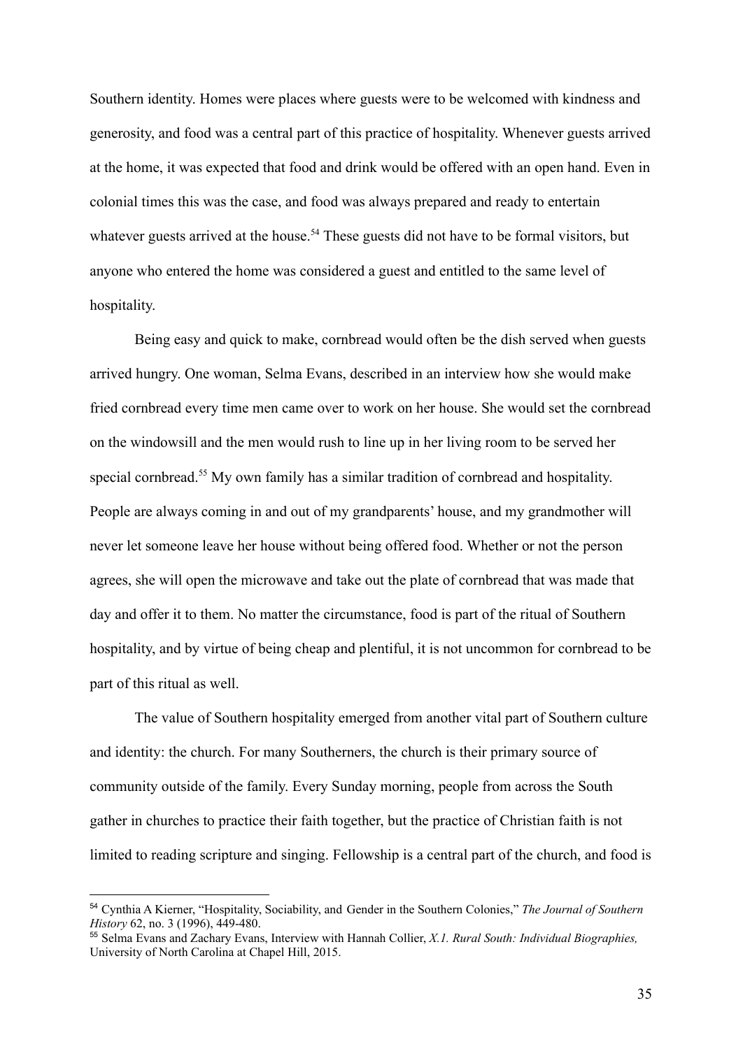Southern identity. Homes were places where guests were to be welcomed with kindness and generosity, and food was a central part of this practice of hospitality. Whenever guests arrived at the home, it was expected that food and drink would be offered with an open hand. Even in colonial times this was the case, and food was always prepared and ready to entertain whatever guests arrived at the house.[54] These guests did not have to be formal visitors, but anyone who entered the home was considered a guest and entitled to the same level of hospitality.

Being easy and quick to make, cornbread would often be the dish served when guests arrived hungry. One woman, Selma Evans, described in an interview how she would make fried cornbread every time men came over to work on her house. She would set the cornbread on the windowsill and the men would rush to line up in her living room to be served her special cornbread.[55] My own family has a similar tradition of cornbread and hospitality. People are always coming in and out of my grandparents' house, and my grandmother will never let someone leave her house without being offered food. Whether or not the person agrees, she will open the microwave and take out the plate of cornbread that was made that day and offer it to them. No matter the circumstance, food is part of the ritual of Southern hospitality, and by virtue of being cheap and plentiful, it is not uncommon for cornbread to be part of this ritual as well.

The value of Southern hospitality emerged from another vital part of Southern culture and identity: the church. For many Southerners, the church is their primary source of community outside of the family. Every Sunday morning, people from across the South gather in churches to practice their faith together, but the practice of Christian faith is not limited to reading scripture and singing. Fellowship is a central part of the church, and food is

---

[54] Cynthia A Kierner, "Hospitality, Sociability, and Gender in the Southern Colonies," *The Journal of Southern History* 62, no. 3 (1996), 449-480.

[55] Selma Evans and Zachary Evans, Interview with Hannah Collier, *X.1. Rural South: Individual Biographies,* University of North Carolina at Chapel Hill, 2015.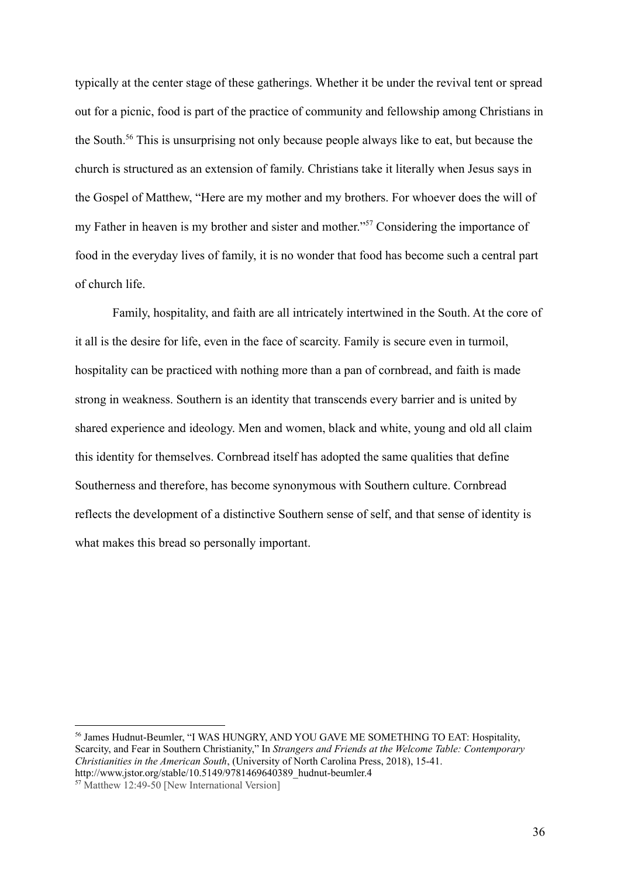typically at the center stage of these gatherings. Whether it be under the revival tent or spread out for a picnic, food is part of the practice of community and fellowship among Christians in the South.[56] This is unsurprising not only because people always like to eat, but because the church is structured as an extension of family. Christians take it literally when Jesus says in the Gospel of Matthew, "Here are my mother and my brothers. For whoever does the will of my Father in heaven is my brother and sister and mother."[57] Considering the importance of food in the everyday lives of family, it is no wonder that food has become such a central part of church life.

Family, hospitality, and faith are all intricately intertwined in the South. At the core of it all is the desire for life, even in the face of scarcity. Family is secure even in turmoil, hospitality can be practiced with nothing more than a pan of cornbread, and faith is made strong in weakness. Southern is an identity that transcends every barrier and is united by shared experience and ideology. Men and women, black and white, young and old all claim this identity for themselves. Cornbread itself has adopted the same qualities that define Southerness and therefore, has become synonymous with Southern culture. Cornbread reflects the development of a distinctive Southern sense of self, and that sense of identity is what makes this bread so personally important.

---

[56] James Hudnut-Beumler, "I WAS HUNGRY, AND YOU GAVE ME SOMETHING TO EAT: Hospitality, Scarcity, and Fear in Southern Christianity," In *Strangers and Friends at the Welcome Table: Contemporary Christianities in the American South*, (University of North Carolina Press, 2018), 15-41. http://www.jstor.org/stable/10.5149/9781469640389_hudnut-beumler.4

[57] Matthew 12:49-50 [New International Version]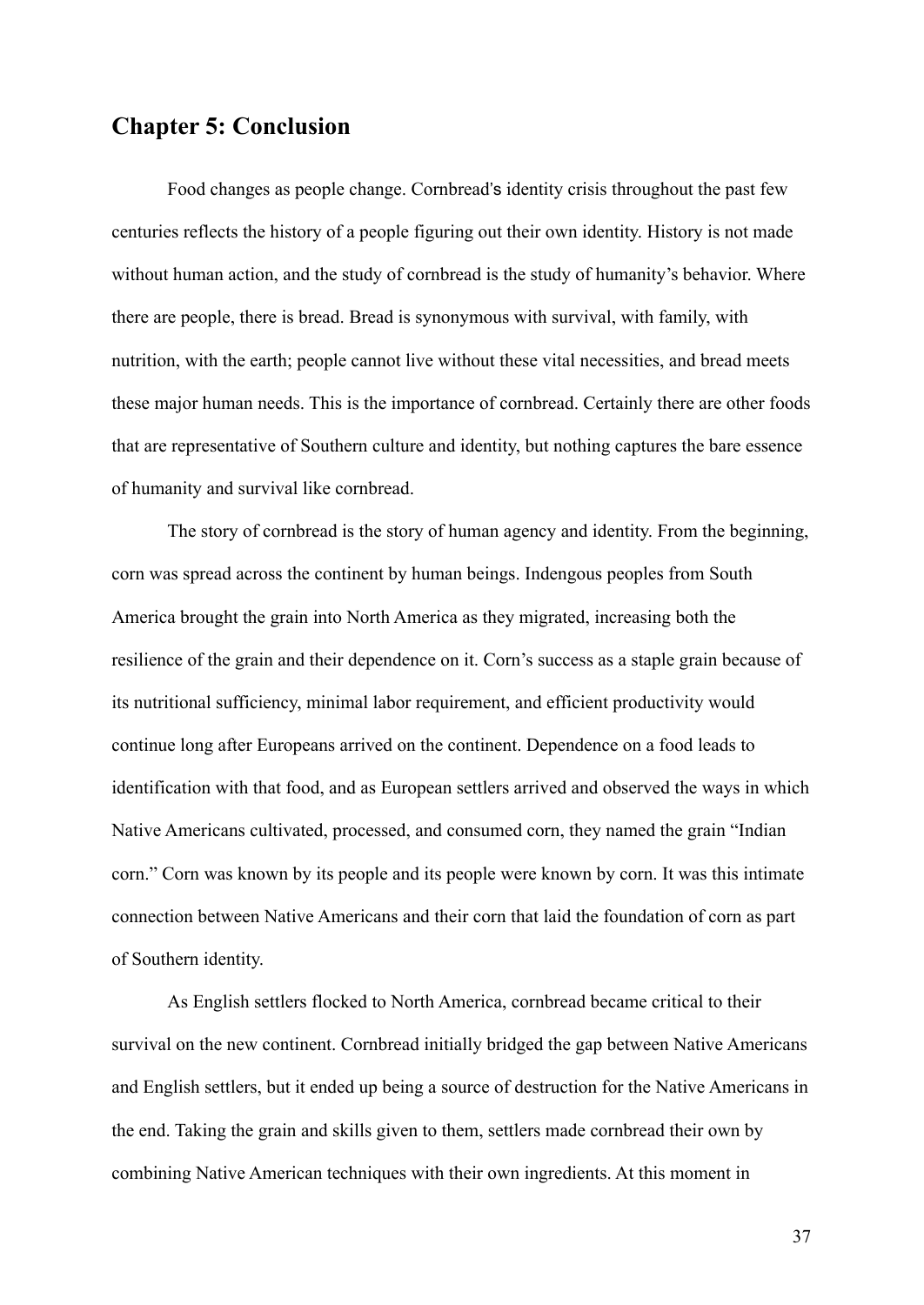## Chapter 5: Conclusion

Food changes as people change. Cornbread's identity crisis throughout the past few centuries reflects the history of a people figuring out their own identity. History is not made without human action, and the study of cornbread is the study of humanity's behavior. Where there are people, there is bread. Bread is synonymous with survival, with family, with nutrition, with the earth; people cannot live without these vital necessities, and bread meets these major human needs. This is the importance of cornbread. Certainly there are other foods that are representative of Southern culture and identity, but nothing captures the bare essence of humanity and survival like cornbread.

The story of cornbread is the story of human agency and identity. From the beginning, corn was spread across the continent by human beings. Indengous peoples from South America brought the grain into North America as they migrated, increasing both the resilience of the grain and their dependence on it. Corn's success as a staple grain because of its nutritional sufficiency, minimal labor requirement, and efficient productivity would continue long after Europeans arrived on the continent. Dependence on a food leads to identification with that food, and as European settlers arrived and observed the ways in which Native Americans cultivated, processed, and consumed corn, they named the grain "Indian corn." Corn was known by its people and its people were known by corn. It was this intimate connection between Native Americans and their corn that laid the foundation of corn as part of Southern identity.

As English settlers flocked to North America, cornbread became critical to their survival on the new continent. Cornbread initially bridged the gap between Native Americans and English settlers, but it ended up being a source of destruction for the Native Americans in the end. Taking the grain and skills given to them, settlers made cornbread their own by combining Native American techniques with their own ingredients. At this moment in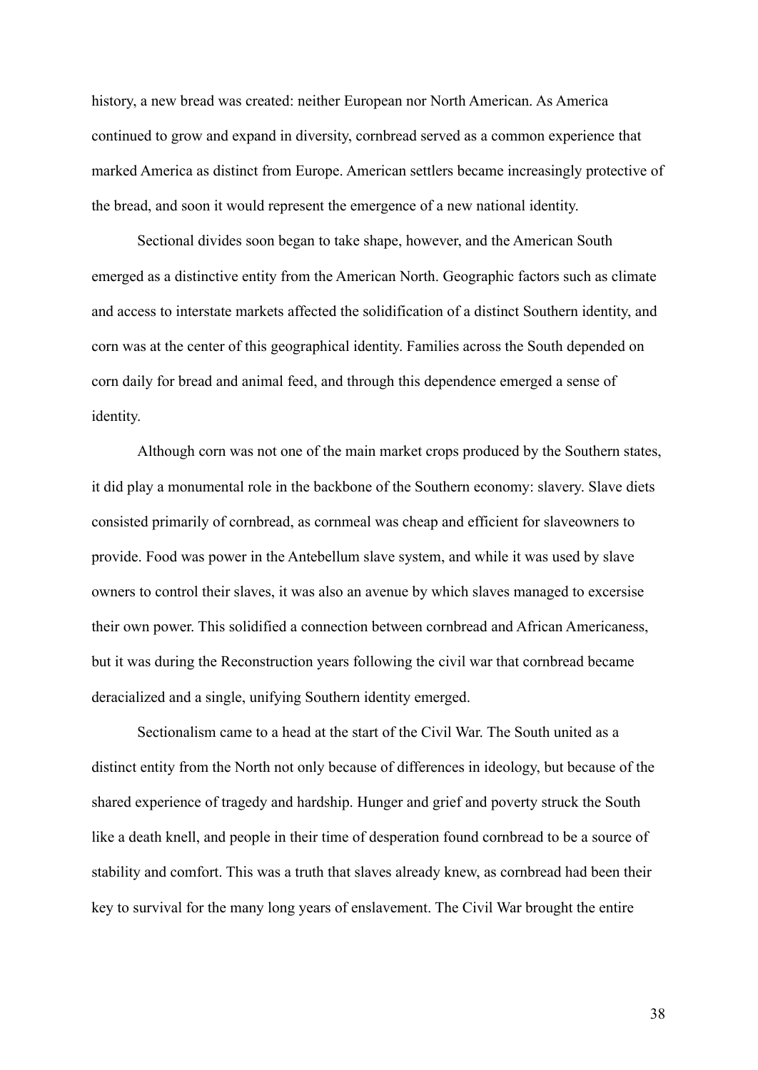history, a new bread was created: neither European nor North American. As America continued to grow and expand in diversity, cornbread served as a common experience that marked America as distinct from Europe. American settlers became increasingly protective of the bread, and soon it would represent the emergence of a new national identity.

Sectional divides soon began to take shape, however, and the American South emerged as a distinctive entity from the American North. Geographic factors such as climate and access to interstate markets affected the solidification of a distinct Southern identity, and corn was at the center of this geographical identity. Families across the South depended on corn daily for bread and animal feed, and through this dependence emerged a sense of identity.

Although corn was not one of the main market crops produced by the Southern states, it did play a monumental role in the backbone of the Southern economy: slavery. Slave diets consisted primarily of cornbread, as cornmeal was cheap and efficient for slaveowners to provide. Food was power in the Antebellum slave system, and while it was used by slave owners to control their slaves, it was also an avenue by which slaves managed to excersise their own power. This solidified a connection between cornbread and African Americaness, but it was during the Reconstruction years following the civil war that cornbread became deracialized and a single, unifying Southern identity emerged.

Sectionalism came to a head at the start of the Civil War. The South united as a distinct entity from the North not only because of differences in ideology, but because of the shared experience of tragedy and hardship. Hunger and grief and poverty struck the South like a death knell, and people in their time of desperation found cornbread to be a source of stability and comfort. This was a truth that slaves already knew, as cornbread had been their key to survival for the many long years of enslavement. The Civil War brought the entire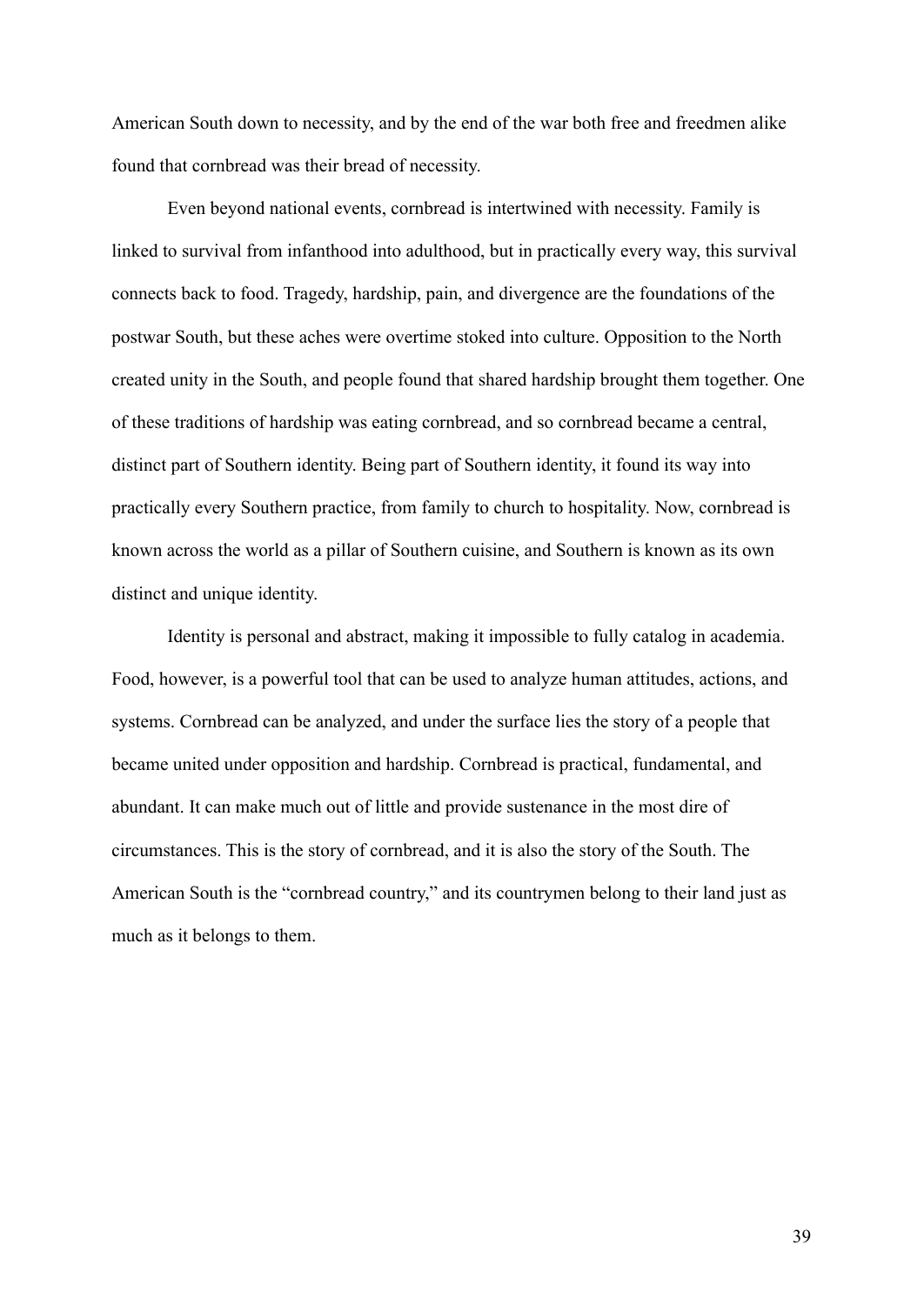American South down to necessity, and by the end of the war both free and freedmen alike found that cornbread was their bread of necessity.

Even beyond national events, cornbread is intertwined with necessity. Family is linked to survival from infanthood into adulthood, but in practically every way, this survival connects back to food. Tragedy, hardship, pain, and divergence are the foundations of the postwar South, but these aches were overtime stoked into culture. Opposition to the North created unity in the South, and people found that shared hardship brought them together. One of these traditions of hardship was eating cornbread, and so cornbread became a central, distinct part of Southern identity. Being part of Southern identity, it found its way into practically every Southern practice, from family to church to hospitality. Now, cornbread is known across the world as a pillar of Southern cuisine, and Southern is known as its own distinct and unique identity.

Identity is personal and abstract, making it impossible to fully catalog in academia. Food, however, is a powerful tool that can be used to analyze human attitudes, actions, and systems. Cornbread can be analyzed, and under the surface lies the story of a people that became united under opposition and hardship. Cornbread is practical, fundamental, and abundant. It can make much out of little and provide sustenance in the most dire of circumstances. This is the story of cornbread, and it is also the story of the South. The American South is the "cornbread country," and its countrymen belong to their land just as much as it belongs to them.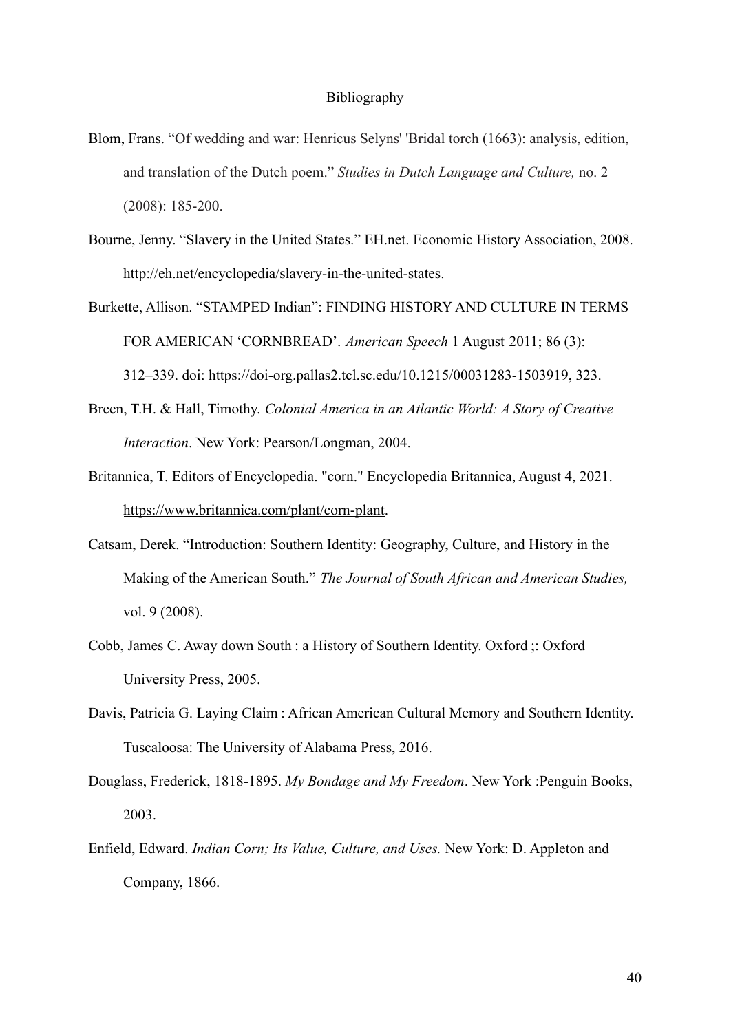# Bibliography

Blom, Frans. "Of wedding and war: Henricus Selyns' 'Bridal torch (1663): analysis, edition, and translation of the Dutch poem." *Studies in Dutch Language and Culture,* no. 2 (2008): 185-200.

Bourne, Jenny. "Slavery in the United States." EH.net. Economic History Association, 2008. http://eh.net/encyclopedia/slavery-in-the-united-states.

Burkette, Allison. "STAMPED Indian": FINDING HISTORY AND CULTURE IN TERMS FOR AMERICAN 'CORNBREAD'. *American Speech* 1 August 2011; 86 (3): 312–339. doi: https://doi-org.pallas2.tcl.sc.edu/10.1215/00031283-1503919, 323.

Breen, T.H. & Hall, Timothy. *Colonial America in an Atlantic World: A Story of Creative Interaction*. New York: Pearson/Longman, 2004.

Britannica, T. Editors of Encyclopedia. "corn." Encyclopedia Britannica, August 4, 2021. https://www.britannica.com/plant/corn-plant.

Catsam, Derek. "Introduction: Southern Identity: Geography, Culture, and History in the Making of the American South." *The Journal of South African and American Studies,* vol. 9 (2008).

Cobb, James C. Away down South : a History of Southern Identity. Oxford ;: Oxford University Press, 2005.

Davis, Patricia G. Laying Claim : African American Cultural Memory and Southern Identity. Tuscaloosa: The University of Alabama Press, 2016.

Douglass, Frederick, 1818-1895. *My Bondage and My Freedom*. New York :Penguin Books, 2003.

Enfield, Edward. *Indian Corn; Its Value, Culture, and Uses.* New York: D. Appleton and Company, 1866.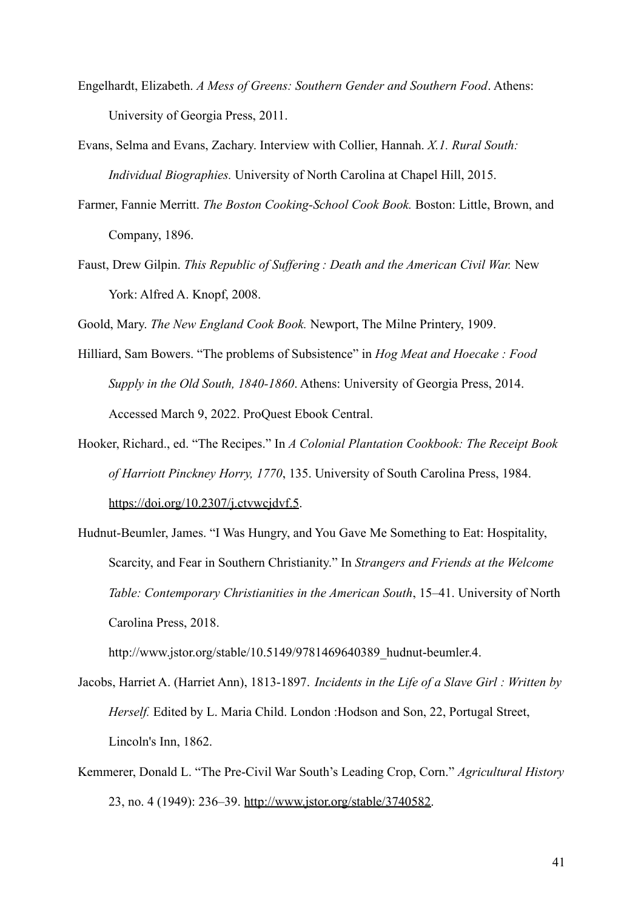Engelhardt, Elizabeth. *A Mess of Greens: Southern Gender and Southern Food*. Athens: University of Georgia Press, 2011.

Evans, Selma and Evans, Zachary. Interview with Collier, Hannah. *X.1. Rural South: Individual Biographies.* University of North Carolina at Chapel Hill, 2015.

Farmer, Fannie Merritt. *The Boston Cooking-School Cook Book.* Boston: Little, Brown, and Company, 1896.

Faust, Drew Gilpin. *This Republic of Suffering : Death and the American Civil War.* New York: Alfred A. Knopf, 2008.

Goold, Mary. *The New England Cook Book.* Newport, The Milne Printery, 1909.

Hilliard, Sam Bowers. "The problems of Subsistence" in *Hog Meat and Hoecake : Food Supply in the Old South, 1840-1860*. Athens: University of Georgia Press, 2014. Accessed March 9, 2022. ProQuest Ebook Central.

Hooker, Richard., ed. "The Recipes." In *A Colonial Plantation Cookbook: The Receipt Book of Harriott Pinckney Horry, 1770*, 135. University of South Carolina Press, 1984. https://doi.org/10.2307/j.ctvwcjdvf.5.

Hudnut-Beumler, James. "I Was Hungry, and You Gave Me Something to Eat: Hospitality, Scarcity, and Fear in Southern Christianity." In *Strangers and Friends at the Welcome Table: Contemporary Christianities in the American South*, 15–41. University of North Carolina Press, 2018. http://www.jstor.org/stable/10.5149/9781469640389_hudnut-beumler.4.

Jacobs, Harriet A. (Harriet Ann), 1813-1897. *Incidents in the Life of a Slave Girl : Written by Herself.* Edited by L. Maria Child. London :Hodson and Son, 22, Portugal Street, Lincoln's Inn, 1862.

Kemmerer, Donald L. "The Pre-Civil War South's Leading Crop, Corn." *Agricultural History* 23, no. 4 (1949): 236–39. http://www.jstor.org/stable/3740582.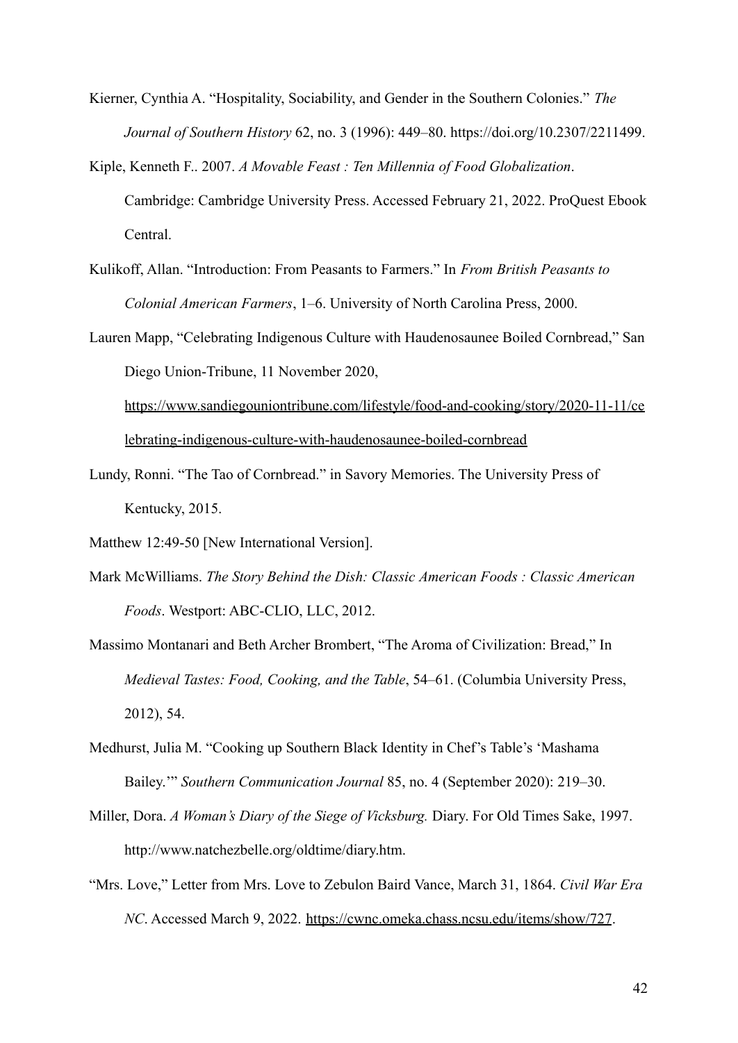Kierner, Cynthia A. "Hospitality, Sociability, and Gender in the Southern Colonies." *The Journal of Southern History* 62, no. 3 (1996): 449–80. https://doi.org/10.2307/2211499.

Kiple, Kenneth F.. 2007. *A Movable Feast : Ten Millennia of Food Globalization*. Cambridge: Cambridge University Press. Accessed February 21, 2022. ProQuest Ebook Central.

Kulikoff, Allan. "Introduction: From Peasants to Farmers." In *From British Peasants to Colonial American Farmers*, 1–6. University of North Carolina Press, 2000.

Lauren Mapp, "Celebrating Indigenous Culture with Haudenosaunee Boiled Cornbread," San Diego Union-Tribune, 11 November 2020, https://www.sandiegouniontribune.com/lifestyle/food-and-cooking/story/2020-11-11/celebrating-indigenous-culture-with-haudenosaunee-boiled-cornbread

Lundy, Ronni. "The Tao of Cornbread." in Savory Memories. The University Press of Kentucky, 2015.

Matthew 12:49-50 [New International Version].

Mark McWilliams. *The Story Behind the Dish: Classic American Foods : Classic American Foods*. Westport: ABC-CLIO, LLC, 2012.

Massimo Montanari and Beth Archer Brombert, "The Aroma of Civilization: Bread," In *Medieval Tastes: Food, Cooking, and the Table*, 54–61. (Columbia University Press, 2012), 54.

Medhurst, Julia M. "Cooking up Southern Black Identity in Chef's Table's 'Mashama Bailey.'" *Southern Communication Journal* 85, no. 4 (September 2020): 219–30.

Miller, Dora. *A Woman's Diary of the Siege of Vicksburg.* Diary. For Old Times Sake, 1997. http://www.natchezbelle.org/oldtime/diary.htm.

"Mrs. Love," Letter from Mrs. Love to Zebulon Baird Vance, March 31, 1864. *Civil War Era NC*. Accessed March 9, 2022. https://cwnc.omeka.chass.ncsu.edu/items/show/727.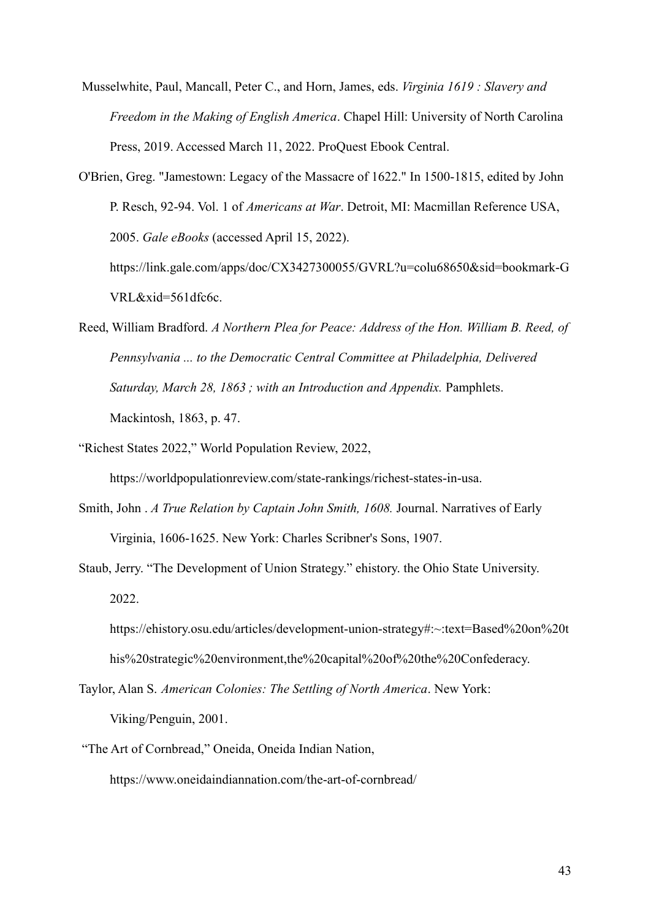Musselwhite, Paul, Mancall, Peter C., and Horn, James, eds. *Virginia 1619 : Slavery and Freedom in the Making of English America*. Chapel Hill: University of North Carolina Press, 2019. Accessed March 11, 2022. ProQuest Ebook Central.

O'Brien, Greg. "Jamestown: Legacy of the Massacre of 1622." In 1500-1815, edited by John P. Resch, 92-94. Vol. 1 of *Americans at War*. Detroit, MI: Macmillan Reference USA, 2005. *Gale eBooks* (accessed April 15, 2022). https://link.gale.com/apps/doc/CX3427300055/GVRL?u=colu68650&sid=bookmark-GVRL&xid=561dfc6c.

Reed, William Bradford. *A Northern Plea for Peace: Address of the Hon. William B. Reed, of Pennsylvania ... to the Democratic Central Committee at Philadelphia, Delivered Saturday, March 28, 1863 ; with an Introduction and Appendix.* Pamphlets. Mackintosh, 1863, p. 47.

"Richest States 2022," World Population Review, 2022, https://worldpopulationreview.com/state-rankings/richest-states-in-usa.

Smith, John . *A True Relation by Captain John Smith, 1608.* Journal. Narratives of Early Virginia, 1606-1625. New York: Charles Scribner's Sons, 1907.

Staub, Jerry. "The Development of Union Strategy." ehistory. the Ohio State University. 2022. https://ehistory.osu.edu/articles/development-union-strategy#:~:text=Based%20on%20this%20strategic%20environment,the%20capital%20of%20the%20Confederacy.

Taylor, Alan S. *American Colonies: The Settling of North America*. New York: Viking/Penguin, 2001.

"The Art of Cornbread," Oneida, Oneida Indian Nation, https://www.oneidaindiannation.com/the-art-of-cornbread/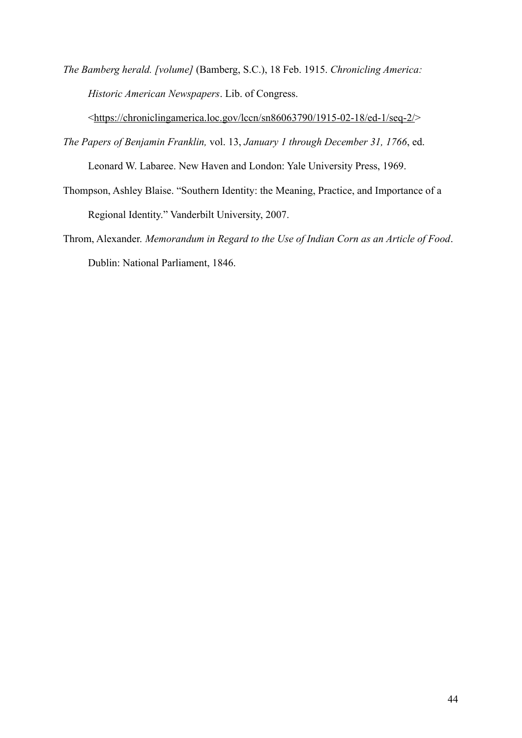*The Bamberg herald. [volume]* (Bamberg, S.C.), 18 Feb. 1915. *Chronicling America: Historic American Newspapers*. Lib. of Congress. <https://chroniclingamerica.loc.gov/lccn/sn86063790/1915-02-18/ed-1/seq-2/>

*The Papers of Benjamin Franklin,* vol. 13, *January 1 through December 31, 1766*, ed. Leonard W. Labaree. New Haven and London: Yale University Press, 1969.

Thompson, Ashley Blaise. "Southern Identity: the Meaning, Practice, and Importance of a Regional Identity." Vanderbilt University, 2007.

Throm, Alexander. *Memorandum in Regard to the Use of Indian Corn as an Article of Food*. Dublin: National Parliament, 1846.